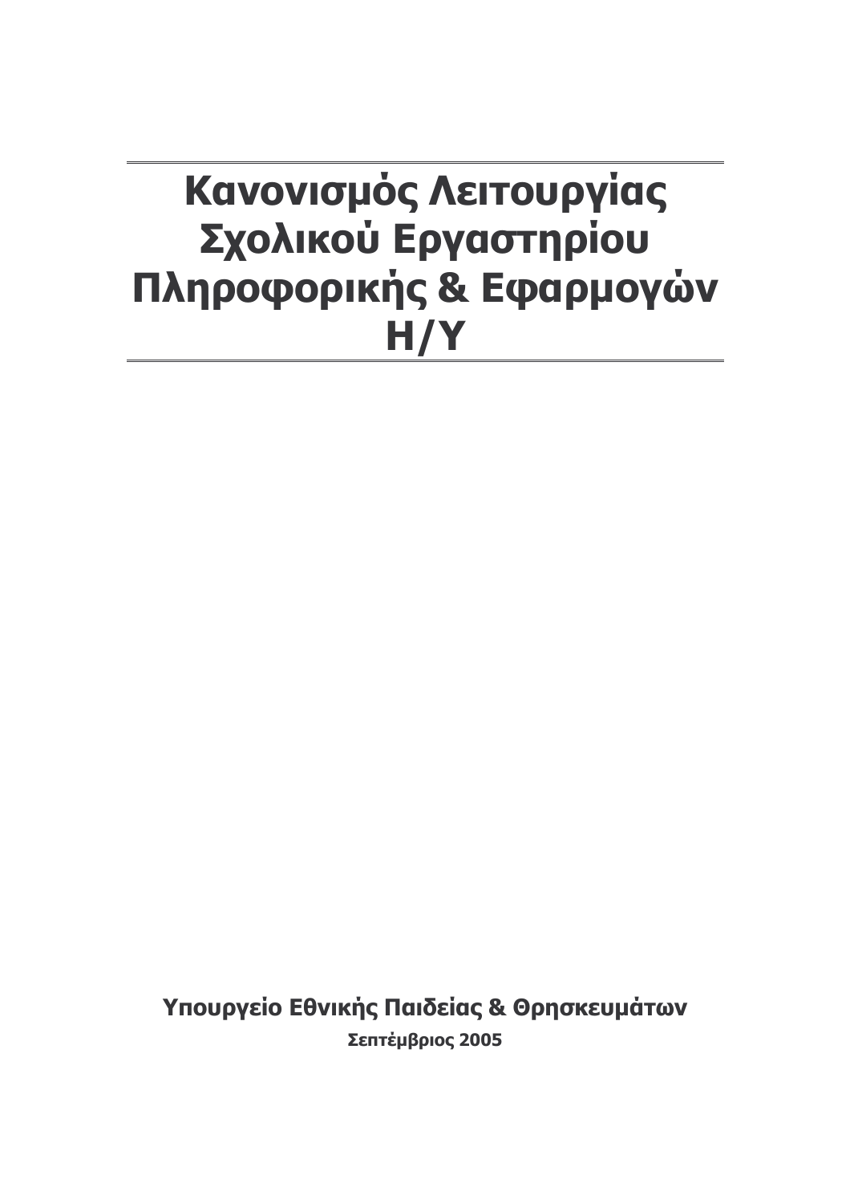# Κανονισμός Λειτουργίας Σχολικού Εργαστηρίου Πληροφορικής & Εφαρμογών Η/Υ

**Υπουργείο Εθνικής Παιδείας & Θρησκευμάτων**

**Σεπτέμβριος 2005**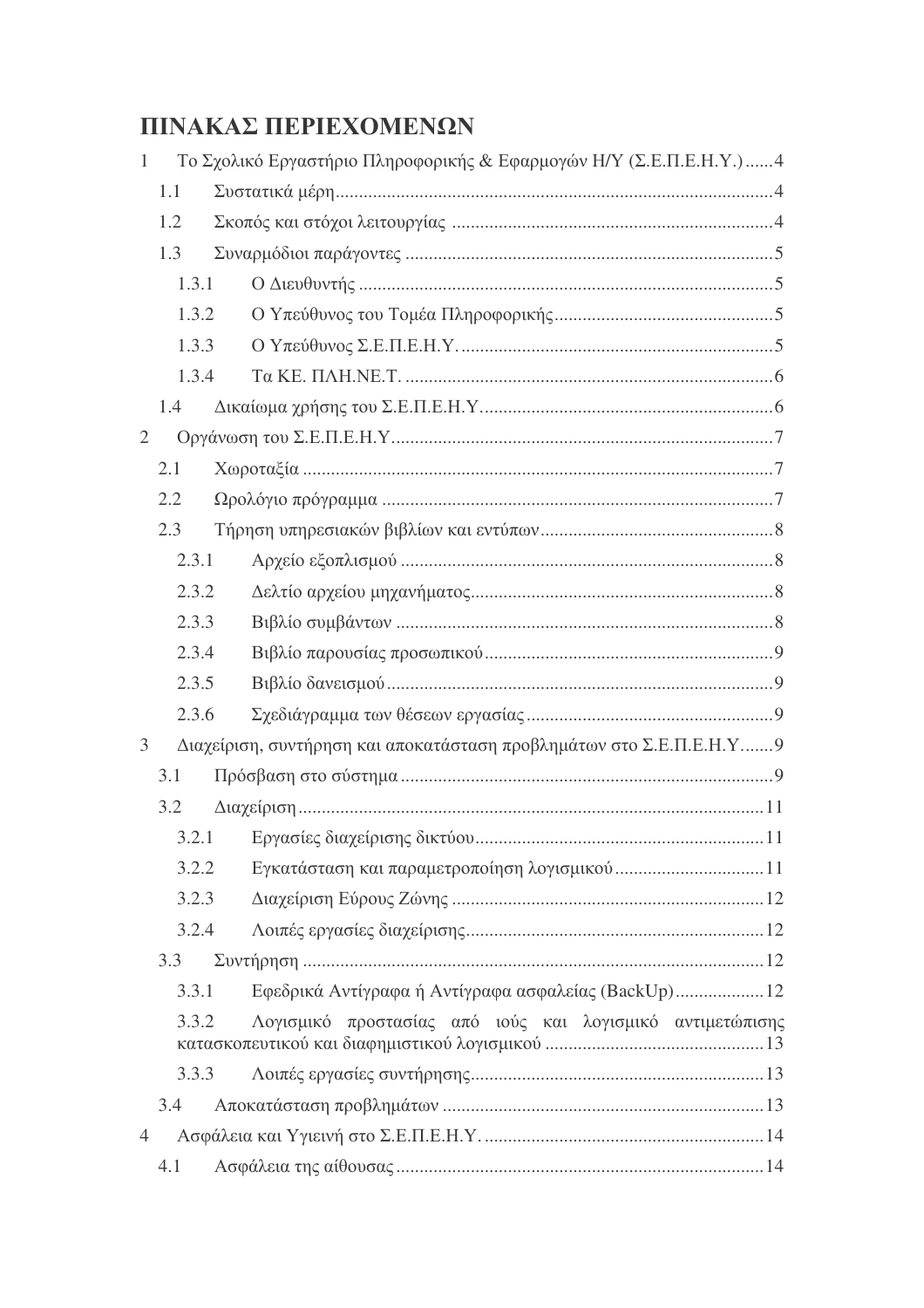# ΠΙΝΑΚΑΣ ΠΕΡΙΕΧΟΜΕΝΩΝ

1 Το Σχολικό Εργαστήριο Πληροφορικής & Εφαρμογών Η/Υ (Σ.Ε.Π.Ε.Η.Υ.) ......4
- 1.1 Συστατικά μέρη ......4
- 1.2 Σκοπός και στόχοι λειτουργίας ......4
- 1.3 Συναρμόδιοι παράγοντες ......5
  - 1.3.1 Ο Διευθυντής ......5
  - 1.3.2 Ο Υπεύθυνος του Τομέα Πληροφορικής ......5
  - 1.3.3 Ο Υπεύθυνος Σ.Ε.Π.Ε.Η.Υ. ......5
  - 1.3.4 Τα ΚΕ. ΠΛΗ.ΝΕ.Τ. ......6
- 1.4 Δικαίωμα χρήσης του Σ.Ε.Π.Ε.Η.Υ. ......6

2 Οργάνωση του Σ.Ε.Π.Ε.Η.Υ ......7
- 2.1 Χωροταξία ......7
- 2.2 Ωρολόγιο πρόγραμμα ......7
- 2.3 Τήρηση υπηρεσιακών βιβλίων και εντύπων ......8
  - 2.3.1 Αρχείο εξοπλισμού ......8
  - 2.3.2 Δελτίο αρχείου μηχανήματος ......8
  - 2.3.3 Βιβλίο συμβάντων ......8
  - 2.3.4 Βιβλίο παρουσίας προσωπικού ......9
  - 2.3.5 Βιβλίο δανεισμού ......9
  - 2.3.6 Σχεδιάγραμμα των θέσεων εργασίας ......9

3 Διαχείριση, συντήρηση και αποκατάσταση προβλημάτων στο Σ.Ε.Π.Ε.Η.Υ. ......9
- 3.1 Πρόσβαση στο σύστημα ......9
- 3.2 Διαχείριση ......11
  - 3.2.1 Εργασίες διαχείρισης δικτύου ......11
  - 3.2.2 Εγκατάσταση και παραμετροποίηση λογισμικού ......11
  - 3.2.3 Διαχείριση Εύρους Ζώνης ......12
  - 3.2.4 Λοιπές εργασίες διαχείρισης ......12
- 3.3 Συντήρηση ......12
  - 3.3.1 Εφεδρικά Αντίγραφα ή Αντίγραφα ασφαλείας (BackUp) ......12
  - 3.3.2 Λογισμικό προστασίας από ιούς και λογισμικό αντιμετώπισης κατασκοπευτικού και διαφημιστικού λογισμικού ......13
  - 3.3.3 Λοιπές εργασίες συντήρησης ......13
- 3.4 Αποκατάσταση προβλημάτων ......13

4 Ασφάλεια και Υγιεινή στο Σ.Ε.Π.Ε.Η.Υ. ......14
- 4.1 Ασφάλεια της αίθουσας ......14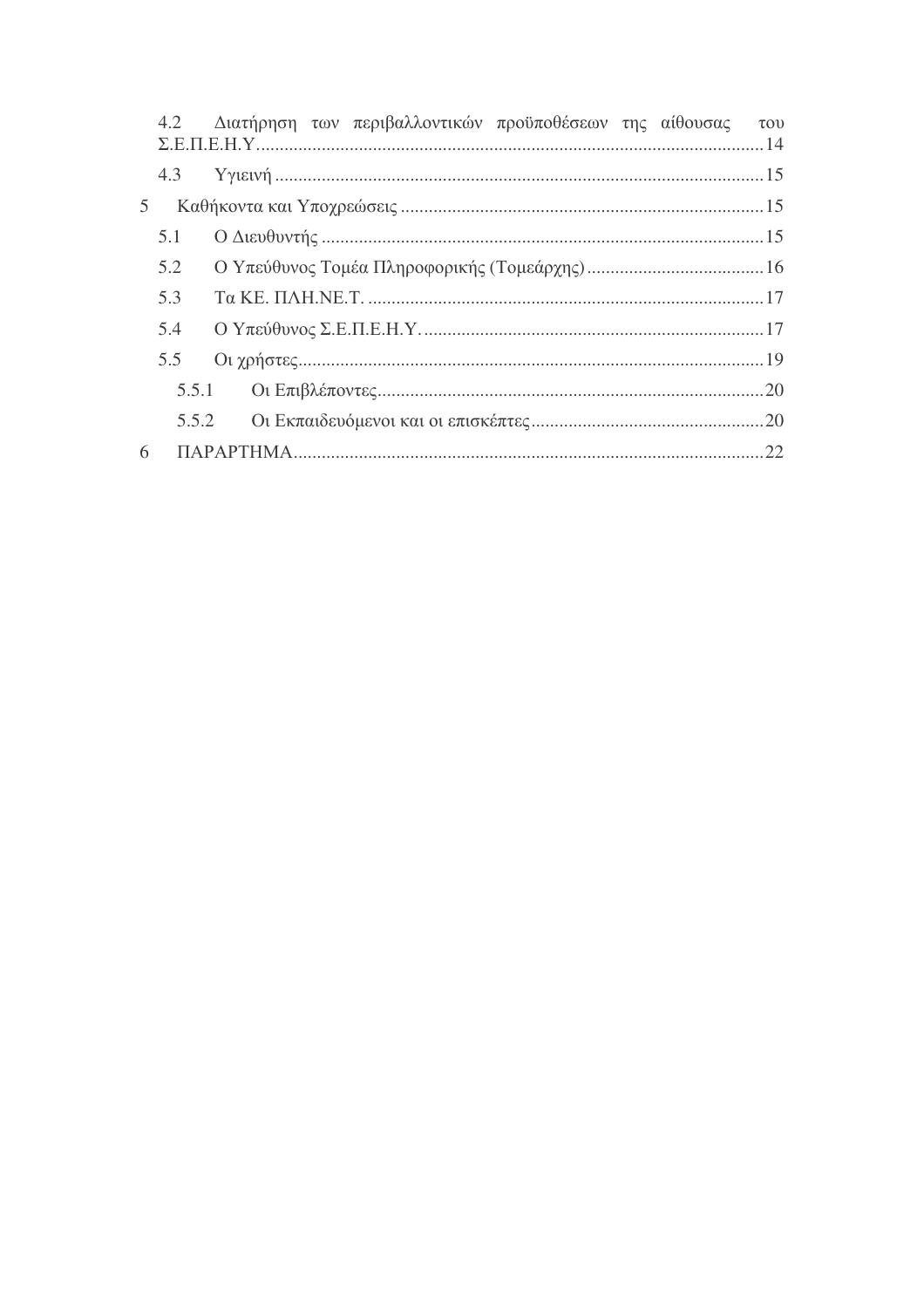4.2 Διατήρηση των περιβαλλοντικών προϋποθέσεων της αίθουσας του Σ.Ε.Π.Ε.Η.Υ. ........ 14

4.3 Υγιεινή ........ 15

5 Καθήκοντα και Υποχρεώσεις ........ 15

5.1 Ο Διευθυντής ........ 15

5.2 Ο Υπεύθυνος Τομέα Πληροφορικής (Τομεάρχης) ........ 16

5.3 Τα ΚΕ. ΠΛΗ.ΝΕ.Τ. ........ 17

5.4 Ο Υπεύθυνος Σ.Ε.Π.Ε.Η.Υ. ........ 17

5.5 Οι χρήστες ........ 19

5.5.1 Οι Επιβλέποντες ........ 20

5.5.2 Οι Εκπαιδευόμενοι και οι επισκέπτες ........ 20

6 ΠΑΡΑΡΤΗΜΑ ........ 22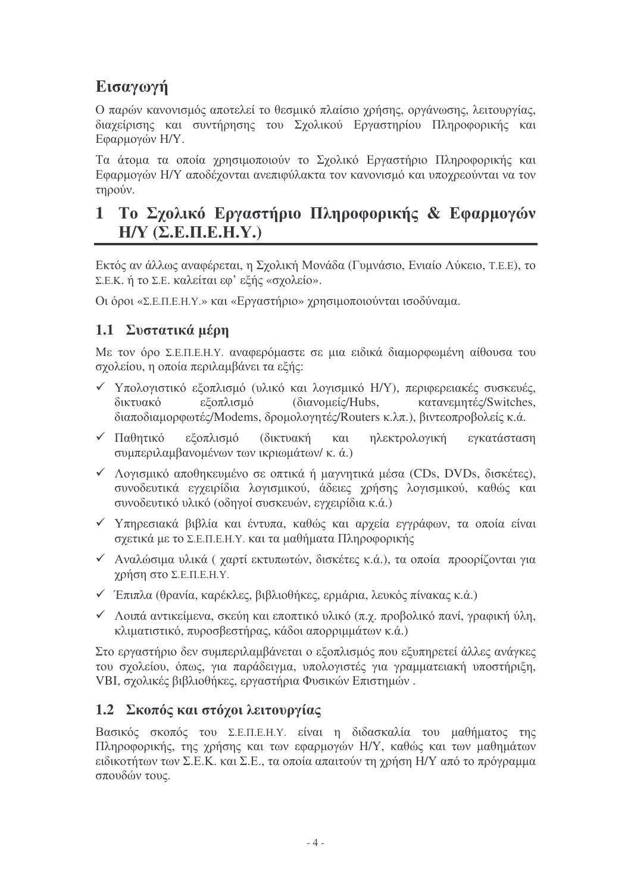# Εισαγωγή

Ο παρών κανονισμός αποτελεί το θεσμικό πλαίσιο χρήσης, οργάνωσης, λειτουργίας, διαχείρισης και συντήρησης του Σχολικού Εργαστηρίου Πληροφορικής και Εφαρμογών Η/Υ.

Τα άτομα τα οποία χρησιμοποιούν το Σχολικό Εργαστήριο Πληροφορικής και Εφαρμογών Η/Υ αποδέχονται ανεπιφύλακτα τον κανονισμό και υποχρεούνται να τον τηρούν.

# 1 Το Σχολικό Εργαστήριο Πληροφορικής & Εφαρμογών Η/Υ (Σ.Ε.Π.Ε.Η.Υ.)

Εκτός αν άλλως αναφέρεται, η Σχολική Μονάδα (Γυμνάσιο, Ενιαίο Λύκειο, Τ.Ε.Ε), το Σ.Ε.Κ. ή το Σ.Ε. καλείται εφ' εξής «σχολείο».

Οι όροι «Σ.Ε.Π.Ε.Η.Υ.» και «Εργαστήριο» χρησιμοποιούνται ισοδύναμα.

## 1.1 Συστατικά μέρη

Με τον όρο Σ.Ε.Π.Ε.Η.Υ. αναφερόμαστε σε μια ειδικά διαμορφωμένη αίθουσα του σχολείου, η οποία περιλαμβάνει τα εξής:

- ✓ Υπολογιστικό εξοπλισμό (υλικό και λογισμικό Η/Υ), περιφερειακές συσκευές, δικτυακό εξοπλισμό (διανομείς/Hubs, κατανεμητές/Switches, διαποδιαμορφωτές/Modems, δρομολογητές/Routers κ.λπ.), βιντεοπροβολείς κ.ά.
- ✓ Παθητικό εξοπλισμό (δικτυακή και ηλεκτρολογική εγκατάσταση συμπεριλαμβανομένων των ικριωμάτων/ κ. ά.)
- ✓ Λογισμικό αποθηκευμένο σε οπτικά ή μαγνητικά μέσα (CDs, DVDs, δισκέτες), συνοδευτικά εγχειρίδια λογισμικού, άδειες χρήσης λογισμικού, καθώς και συνοδευτικό υλικό (οδηγοί συσκευών, εγχειρίδια κ.ά.)
- ✓ Υπηρεσιακά βιβλία και έντυπα, καθώς και αρχεία εγγράφων, τα οποία είναι σχετικά με το Σ.Ε.Π.Ε.Η.Υ. και τα μαθήματα Πληροφορικής
- ✓ Αναλώσιμα υλικά ( χαρτί εκτυπωτών, δισκέτες κ.ά.), τα οποία προορίζονται για χρήση στο Σ.Ε.Π.Ε.Η.Υ.
- ✓ Έπιπλα (θρανία, καρέκλες, βιβλιοθήκες, ερμάρια, λευκός πίνακας κ.ά.)
- ✓ Λοιπά αντικείμενα, σκεύη και εποπτικό υλικό (π.χ. προβολικό πανί, γραφική ύλη, κλιματιστικό, πυροσβεστήρας, κάδοι απορριμμάτων κ.ά.)

Στο εργαστήριο δεν συμπεριλαμβάνεται ο εξοπλισμός που εξυπηρετεί άλλες ανάγκες του σχολείου, όπως, για παράδειγμα, υπολογιστές για γραμματειακή υποστήριξη, VBI, σχολικές βιβλιοθήκες, εργαστήρια Φυσικών Επιστημών .

## 1.2 Σκοπός και στόχοι λειτουργίας

Βασικός σκοπός του Σ.Ε.Π.Ε.Η.Υ. είναι η διδασκαλία του μαθήματος της Πληροφορικής, της χρήσης και των εφαρμογών Η/Υ, καθώς και των μαθημάτων ειδικοτήτων των Σ.Ε.Κ. και Σ.Ε., τα οποία απαιτούν τη χρήση Η/Υ από το πρόγραμμα σπουδών τους.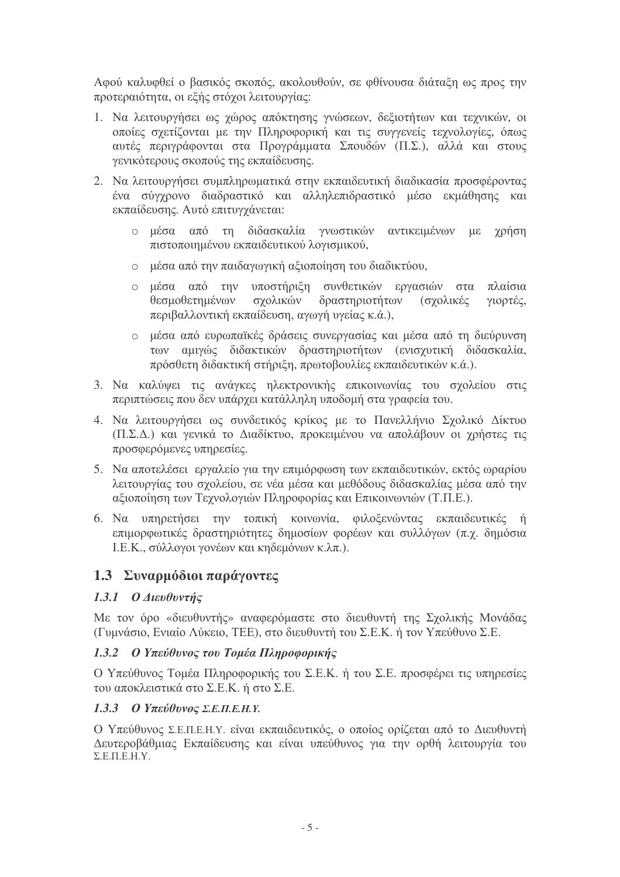Αφού καλυφθεί ο βασικός σκοπός, ακολουθούν, σε φθίνουσα διάταξη ως προς την προτεραιότητα, οι εξής στόχοι λειτουργίας:

1. Να λειτουργήσει ως χώρος απόκτησης γνώσεων, δεξιοτήτων και τεχνικών, οι οποίες σχετίζονται με την Πληροφορική και τις συγγενείς τεχνολογίες, όπως αυτές περιγράφονται στα Προγράμματα Σπουδών (Π.Σ.), αλλά και στους γενικότερους σκοπούς της εκπαίδευσης.
2. Να λειτουργήσει συμπληρωματικά στην εκπαιδευτική διαδικασία προσφέροντας ένα σύγχρονο διαδραστικό και αλληλεπιδραστικό μέσο εκμάθησης και εκπαίδευσης. Αυτό επιτυγχάνεται:
   - μέσα από τη διδασκαλία γνωστικών αντικειμένων με χρήση πιστοποιημένου εκπαιδευτικού λογισμικού,
   - μέσα από την παιδαγωγική αξιοποίηση του διαδικτύου,
   - μέσα από την υποστήριξη συνθετικών εργασιών στα πλαίσια θεσμοθετημένων σχολικών δραστηριοτήτων (σχολικές γιορτές, περιβαλλοντική εκπαίδευση, αγωγή υγείας κ.ά.),
   - μέσα από ευρωπαϊκές δράσεις συνεργασίας και μέσα από τη διεύρυνση των αμιγώς διδακτικών δραστηριοτήτων (ενισχυτική διδασκαλία, πρόσθετη διδακτική στήριξη, πρωτοβουλίες εκπαιδευτικών κ.ά.).
3. Να καλύψει τις ανάγκες ηλεκτρονικής επικοινωνίας του σχολείου στις περιπτώσεις που δεν υπάρχει κατάλληλη υποδομή στα γραφεία του.
4. Να λειτουργήσει ως συνδετικός κρίκος με το Πανελλήνιο Σχολικό Δίκτυο (Π.Σ.Δ.) και γενικά το Διαδίκτυο, προκειμένου να απολάβουν οι χρήστες τις προσφερόμενες υπηρεσίες.
5. Να αποτελέσει εργαλείο για την επιμόρφωση των εκπαιδευτικών, εκτός ωραρίου λειτουργίας του σχολείου, σε νέα μέσα και μεθόδους διδασκαλίας μέσα από την αξιοποίηση των Τεχνολογιών Πληροφορίας και Επικοινωνιών (Τ.Π.Ε.).
6. Να υπηρετήσει την τοπική κοινωνία, φιλοξενώντας εκπαιδευτικές ή επιμορφωτικές δραστηριότητες δημοσίων φορέων και συλλόγων (π.χ. δημόσια Ι.Ε.Κ., σύλλογοι γονέων και κηδεμόνων κ.λπ.).

## 1.3 Συναρμόδιοι παράγοντες

### *1.3.1 Ο Διευθυντής*

Με τον όρο «διευθυντής» αναφερόμαστε στο διευθυντή της Σχολικής Μονάδας (Γυμνάσιο, Ενιαίο Λύκειο, ΤΕΕ), στο διευθυντή του Σ.Ε.Κ. ή τον Υπεύθυνο Σ.Ε.

### *1.3.2 Ο Υπεύθυνος του Τομέα Πληροφορικής*

Ο Υπεύθυνος Τομέα Πληροφορικής του Σ.Ε.Κ. ή του Σ.Ε. προσφέρει τις υπηρεσίες του αποκλειστικά στο Σ.Ε.Κ. ή στο Σ.Ε.

### *1.3.3 Ο Υπεύθυνος Σ.Ε.Π.Ε.Η.Υ.*

Ο Υπεύθυνος Σ.Ε.Π.Ε.Η.Υ. είναι εκπαιδευτικός, ο οποίος ορίζεται από το Διευθυντή Δευτεροβάθμιας Εκπαίδευσης και είναι υπεύθυνος για την ορθή λειτουργία του Σ.Ε.Π.Ε.Η.Υ.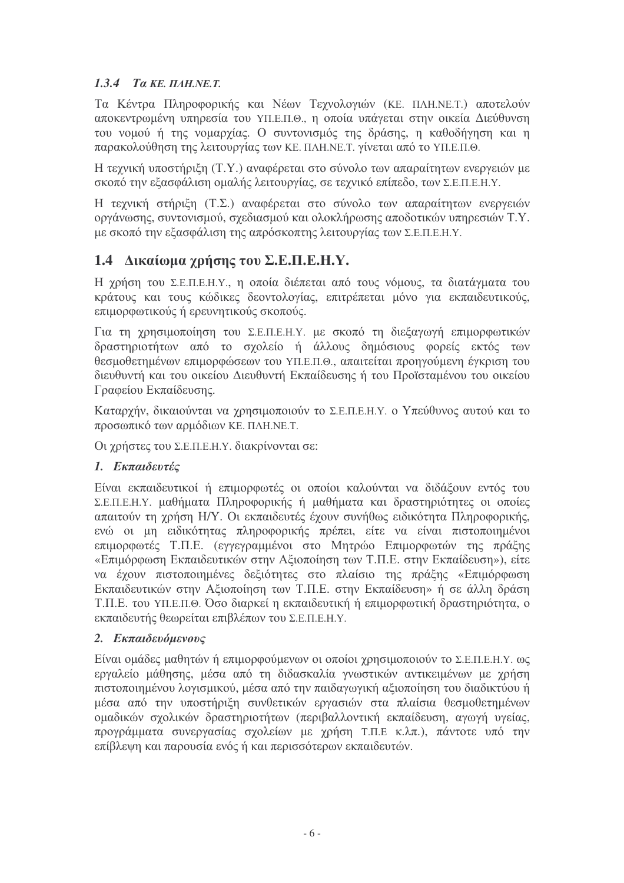### *1.3.4 Τα ΚΕ. ΠΛΗ.ΝΕ.Τ.*

Τα Κέντρα Πληροφορικής και Νέων Τεχνολογιών (ΚΕ. ΠΛΗ.ΝΕ.Τ.) αποτελούν αποκεντρωμένη υπηρεσία του ΥΠ.Ε.Π.Θ., η οποία υπάγεται στην οικεία Διεύθυνση του νομού ή της νομαρχίας. Ο συντονισμός της δράσης, η καθοδήγηση και η παρακολούθηση της λειτουργίας των ΚΕ. ΠΛΗ.ΝΕ.Τ. γίνεται από το ΥΠ.Ε.Π.Θ.

Η τεχνική υποστήριξη (Τ.Υ.) αναφέρεται στο σύνολο των απαραίτητων ενεργειών με σκοπό την εξασφάλιση ομαλής λειτουργίας, σε τεχνικό επίπεδο, των Σ.Ε.Π.Ε.Η.Υ.

Η τεχνική στήριξη (Τ.Σ.) αναφέρεται στο σύνολο των απαραίτητων ενεργειών οργάνωσης, συντονισμού, σχεδιασμού και ολοκλήρωσης αποδοτικών υπηρεσιών Τ.Υ. με σκοπό την εξασφάλιση της απρόσκοπτης λειτουργίας των Σ.Ε.Π.Ε.Η.Υ.

## 1.4 Δικαίωμα χρήσης του Σ.Ε.Π.Ε.Η.Υ.

Η χρήση του Σ.Ε.Π.Ε.Η.Υ., η οποία διέπεται από τους νόμους, τα διατάγματα του κράτους και τους κώδικες δεοντολογίας, επιτρέπεται μόνο για εκπαιδευτικούς, επιμορφωτικούς ή ερευνητικούς σκοπούς.

Για τη χρησιμοποίηση του Σ.Ε.Π.Ε.Η.Υ. με σκοπό τη διεξαγωγή επιμορφωτικών δραστηριοτήτων από το σχολείο ή άλλους δημόσιους φορείς εκτός των θεσμοθετημένων επιμορφώσεων του ΥΠ.Ε.Π.Θ., απαιτείται προηγούμενη έγκριση του διευθυντή και του οικείου Διευθυντή Εκπαίδευσης ή του Προϊσταμένου του οικείου Γραφείου Εκπαίδευσης.

Καταρχήν, δικαιούνται να χρησιμοποιούν το Σ.Ε.Π.Ε.Η.Υ. ο Υπεύθυνος αυτού και το προσωπικό των αρμόδιων ΚΕ. ΠΛΗ.ΝΕ.Τ.

Οι χρήστες του Σ.Ε.Π.Ε.Η.Υ. διακρίνονται σε:

***1. Εκπαιδευτές***

Είναι εκπαιδευτικοί ή επιμορφωτές οι οποίοι καλούνται να διδάξουν εντός του Σ.Ε.Π.Ε.Η.Υ. μαθήματα Πληροφορικής ή μαθήματα και δραστηριότητες οι οποίες απαιτούν τη χρήση Η/Υ. Οι εκπαιδευτές έχουν συνήθως ειδικότητα Πληροφορικής, ενώ οι μη ειδικότητας πληροφορικής πρέπει, είτε να είναι πιστοποιημένοι επιμορφωτές Τ.Π.Ε. (εγγεγραμμένοι στο Μητρώο Επιμορφωτών της πράξης «Επιμόρφωση Εκπαιδευτικών στην Αξιοποίηση των Τ.Π.Ε. στην Εκπαίδευση»), είτε να έχουν πιστοποιημένες δεξιότητες στο πλαίσιο της πράξης «Επιμόρφωση Εκπαιδευτικών στην Αξιοποίηση των Τ.Π.Ε. στην Εκπαίδευση» ή σε άλλη δράση Τ.Π.Ε. του ΥΠ.Ε.Π.Θ. Όσο διαρκεί η εκπαιδευτική ή επιμορφωτική δραστηριότητα, ο εκπαιδευτής θεωρείται επιβλέπων του Σ.Ε.Π.Ε.Η.Υ.

***2. Εκπαιδευόμενους***

Είναι ομάδες μαθητών ή επιμορφούμενων οι οποίοι χρησιμοποιούν το Σ.Ε.Π.Ε.Η.Υ. ως εργαλείο μάθησης, μέσα από τη διδασκαλία γνωστικών αντικειμένων με χρήση πιστοποιημένου λογισμικού, μέσα από την παιδαγωγική αξιοποίηση του διαδικτύου ή μέσα από την υποστήριξη συνθετικών εργασιών στα πλαίσια θεσμοθετημένων ομαδικών σχολικών δραστηριοτήτων (περιβαλλοντική εκπαίδευση, αγωγή υγείας, προγράμματα συνεργασίας σχολείων με χρήση Τ.Π.Ε κ.λπ.), πάντοτε υπό την επίβλεψη και παρουσία ενός ή και περισσότερων εκπαιδευτών.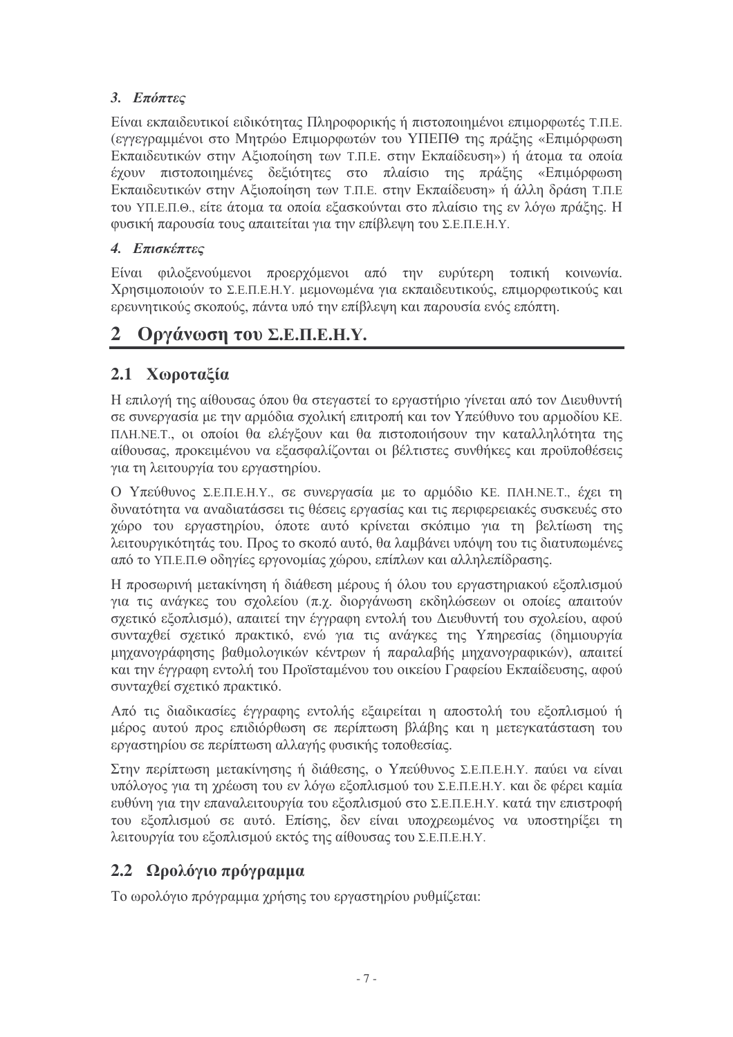### *3. Επόπτες*

Είναι εκπαιδευτικοί ειδικότητας Πληροφορικής ή πιστοποιημένοι επιμορφωτές Τ.Π.Ε. (εγγεγραμμένοι στο Μητρώο Επιμορφωτών του ΥΠΕΠΘ της πράξης «Επιμόρφωση Εκπαιδευτικών στην Αξιοποίηση των Τ.Π.Ε. στην Εκπαίδευση») ή άτομα τα οποία έχουν πιστοποιημένες δεξιότητες στο πλαίσιο της πράξης «Επιμόρφωση Εκπαιδευτικών στην Αξιοποίηση των Τ.Π.Ε. στην Εκπαίδευση» ή άλλη δράση Τ.Π.Ε του ΥΠ.Ε.Π.Θ., είτε άτομα τα οποία εξασκούνται στο πλαίσιο της εν λόγω πράξης. Η φυσική παρουσία τους απαιτείται για την επίβλεψη του Σ.Ε.Π.Ε.Η.Υ.

### *4. Επισκέπτες*

Είναι φιλοξενούμενοι προερχόμενοι από την ευρύτερη τοπική κοινωνία. Χρησιμοποιούν το Σ.Ε.Π.Ε.Η.Υ. μεμονωμένα για εκπαιδευτικούς, επιμορφωτικούς και ερευνητικούς σκοπούς, πάντα υπό την επίβλεψη και παρουσία ενός επόπτη.

# 2 Οργάνωση του Σ.Ε.Π.Ε.Η.Υ.

## 2.1 Χωροταξία

Η επιλογή της αίθουσας όπου θα στεγαστεί το εργαστήριο γίνεται από τον Διευθυντή σε συνεργασία με την αρμόδια σχολική επιτροπή και τον Υπεύθυνο του αρμοδίου ΚΕ. ΠΛΗ.ΝΕ.Τ., οι οποίοι θα ελέγξουν και θα πιστοποιήσουν την καταλληλότητα της αίθουσας, προκειμένου να εξασφαλίζονται οι βέλτιστες συνθήκες και προϋποθέσεις για τη λειτουργία του εργαστηρίου.

Ο Υπεύθυνος Σ.Ε.Π.Ε.Η.Υ., σε συνεργασία με το αρμόδιο ΚΕ. ΠΛΗ.ΝΕ.Τ., έχει τη δυνατότητα να αναδιατάσσει τις θέσεις εργασίας και τις περιφερειακές συσκευές στο χώρο του εργαστηρίου, όποτε αυτό κρίνεται σκόπιμο για τη βελτίωση της λειτουργικότητάς του. Προς το σκοπό αυτό, θα λαμβάνει υπόψη του τις διατυπωμένες από το ΥΠ.Ε.Π.Θ οδηγίες εργονομίας χώρου, επίπλων και αλληλεπίδρασης.

Η προσωρινή μετακίνηση ή διάθεση μέρους ή όλου του εργαστηριακού εξοπλισμού για τις ανάγκες του σχολείου (π.χ. διοργάνωση εκδηλώσεων οι οποίες απαιτούν σχετικό εξοπλισμό), απαιτεί την έγγραφη εντολή του Διευθυντή του σχολείου, αφού συνταχθεί σχετικό πρακτικό, ενώ για τις ανάγκες της Υπηρεσίας (δημιουργία μηχανογράφησης βαθμολογικών κέντρων ή παραλαβής μηχανογραφικών), απαιτεί και την έγγραφη εντολή του Προϊσταμένου του οικείου Γραφείου Εκπαίδευσης, αφού συνταχθεί σχετικό πρακτικό.

Από τις διαδικασίες έγγραφης εντολής εξαιρείται η αποστολή του εξοπλισμού ή μέρος αυτού προς επιδιόρθωση σε περίπτωση βλάβης και η μετεγκατάσταση του εργαστηρίου σε περίπτωση αλλαγής φυσικής τοποθεσίας.

Στην περίπτωση μετακίνησης ή διάθεσης, ο Υπεύθυνος Σ.Ε.Π.Ε.Η.Υ. παύει να είναι υπόλογος για τη χρέωση του εν λόγω εξοπλισμού του Σ.Ε.Π.Ε.Η.Υ. και δε φέρει καμία ευθύνη για την επαναλειτουργία του εξοπλισμού στο Σ.Ε.Π.Ε.Η.Υ. κατά την επιστροφή του εξοπλισμού σε αυτό. Επίσης, δεν είναι υποχρεωμένος να υποστηρίξει τη λειτουργία του εξοπλισμού εκτός της αίθουσας του Σ.Ε.Π.Ε.Η.Υ.

## 2.2 Ωρολόγιο πρόγραμμα

Το ωρολόγιο πρόγραμμα χρήσης του εργαστηρίου ρυθμίζεται: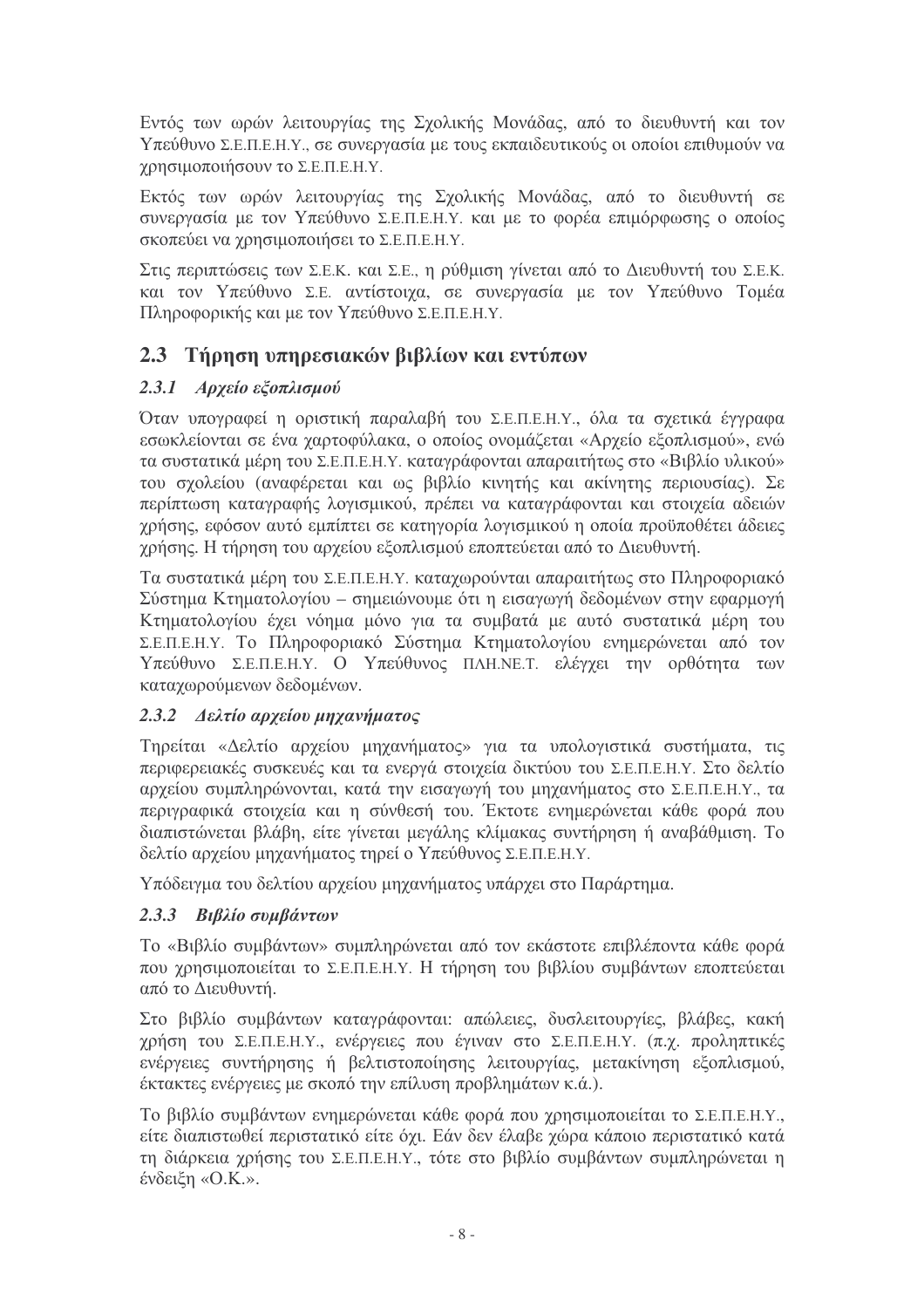Εντός των ωρών λειτουργίας της Σχολικής Μονάδας, από το διευθυντή και τον Υπεύθυνο Σ.Ε.Π.Ε.Η.Υ., σε συνεργασία με τους εκπαιδευτικούς οι οποίοι επιθυμούν να χρησιμοποιήσουν το Σ.Ε.Π.Ε.Η.Υ.

Εκτός των ωρών λειτουργίας της Σχολικής Μονάδας, από το διευθυντή σε συνεργασία με τον Υπεύθυνο Σ.Ε.Π.Ε.Η.Υ. και με το φορέα επιμόρφωσης ο οποίος σκοπεύει να χρησιμοποιήσει το Σ.Ε.Π.Ε.Η.Υ.

Στις περιπτώσεις των Σ.Ε.Κ. και Σ.Ε., η ρύθμιση γίνεται από το Διευθυντή του Σ.Ε.Κ. και τον Υπεύθυνο Σ.Ε. αντίστοιχα, σε συνεργασία με τον Υπεύθυνο Τομέα Πληροφορικής και με τον Υπεύθυνο Σ.Ε.Π.Ε.Η.Υ.

## 2.3 Τήρηση υπηρεσιακών βιβλίων και εντύπων

### *2.3.1 Αρχείο εξοπλισμού*

Όταν υπογραφεί η οριστική παραλαβή του Σ.Ε.Π.Ε.Η.Υ., όλα τα σχετικά έγγραφα εσωκλείονται σε ένα χαρτοφύλακα, ο οποίος ονομάζεται «Αρχείο εξοπλισμού», ενώ τα συστατικά μέρη του Σ.Ε.Π.Ε.Η.Υ. καταγράφονται απαραιτήτως στο «Βιβλίο υλικού» του σχολείου (αναφέρεται και ως βιβλίο κινητής και ακίνητης περιουσίας). Σε περίπτωση καταγραφής λογισμικού, πρέπει να καταγράφονται και στοιχεία αδειών χρήσης, εφόσον αυτό εμπίπτει σε κατηγορία λογισμικού η οποία προϋποθέτει άδειες χρήσης. Η τήρηση του αρχείου εξοπλισμού εποπτεύεται από το Διευθυντή.

Τα συστατικά μέρη του Σ.Ε.Π.Ε.Η.Υ. καταχωρούνται απαραιτήτως στο Πληροφοριακό Σύστημα Κτηματολογίου – σημειώνουμε ότι η εισαγωγή δεδομένων στην εφαρμογή Κτηματολογίου έχει νόημα μόνο για τα συμβατά με αυτό συστατικά μέρη του Σ.Ε.Π.Ε.Η.Υ. Το Πληροφοριακό Σύστημα Κτηματολογίου ενημερώνεται από τον Υπεύθυνο Σ.Ε.Π.Ε.Η.Υ. Ο Υπεύθυνος ΠΛΗ.ΝΕ.Τ. ελέγχει την ορθότητα των καταχωρούμενων δεδομένων.

### *2.3.2 Δελτίο αρχείου μηχανήματος*

Τηρείται «Δελτίο αρχείου μηχανήματος» για τα υπολογιστικά συστήματα, τις περιφερειακές συσκευές και τα ενεργά στοιχεία δικτύου του Σ.Ε.Π.Ε.Η.Υ. Στο δελτίο αρχείου συμπληρώνονται, κατά την εισαγωγή του μηχανήματος στο Σ.Ε.Π.Ε.Η.Υ., τα περιγραφικά στοιχεία και η σύνθεσή του. Έκτοτε ενημερώνεται κάθε φορά που διαπιστώνεται βλάβη, είτε γίνεται μεγάλης κλίμακας συντήρηση ή αναβάθμιση. Το δελτίο αρχείου μηχανήματος τηρεί ο Υπεύθυνος Σ.Ε.Π.Ε.Η.Υ.

Υπόδειγμα του δελτίου αρχείου μηχανήματος υπάρχει στο Παράρτημα.

### *2.3.3 Βιβλίο συμβάντων*

Το «Βιβλίο συμβάντων» συμπληρώνεται από τον εκάστοτε επιβλέποντα κάθε φορά που χρησιμοποιείται το Σ.Ε.Π.Ε.Η.Υ. Η τήρηση του βιβλίου συμβάντων εποπτεύεται από το Διευθυντή.

Στο βιβλίο συμβάντων καταγράφονται: απώλειες, δυσλειτουργίες, βλάβες, κακή χρήση του Σ.Ε.Π.Ε.Η.Υ., ενέργειες που έγιναν στο Σ.Ε.Π.Ε.Η.Υ. (π.χ. προληπτικές ενέργειες συντήρησης ή βελτιστοποίησης λειτουργίας, μετακίνηση εξοπλισμού, έκτακτες ενέργειες με σκοπό την επίλυση προβλημάτων κ.ά.).

Το βιβλίο συμβάντων ενημερώνεται κάθε φορά που χρησιμοποιείται το Σ.Ε.Π.Ε.Η.Υ., είτε διαπιστωθεί περιστατικό είτε όχι. Εάν δεν έλαβε χώρα κάποιο περιστατικό κατά τη διάρκεια χρήσης του Σ.Ε.Π.Ε.Η.Υ., τότε στο βιβλίο συμβάντων συμπληρώνεται η ένδειξη «Ο.Κ.».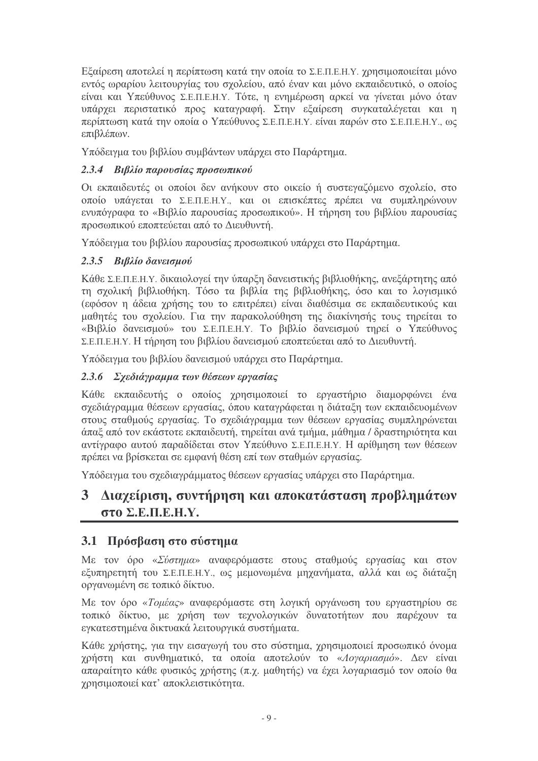Εξαίρεση αποτελεί η περίπτωση κατά την οποία το Σ.Ε.Π.Ε.Η.Υ. χρησιμοποιείται μόνο εντός ωραρίου λειτουργίας του σχολείου, από έναν και μόνο εκπαιδευτικό, ο οποίος είναι και Υπεύθυνος Σ.Ε.Π.Ε.Η.Υ. Τότε, η ενημέρωση αρκεί να γίνεται μόνο όταν υπάρχει περιστατικό προς καταγραφή. Στην εξαίρεση συγκαταλέγεται και η περίπτωση κατά την οποία ο Υπεύθυνος Σ.Ε.Π.Ε.Η.Υ. είναι παρών στο Σ.Ε.Π.Ε.Η.Υ., ως επιβλέπων.

Υπόδειγμα του βιβλίου συμβάντων υπάρχει στο Παράρτημα.

### *2.3.4 Βιβλίο παρουσίας προσωπικού*

Οι εκπαιδευτές οι οποίοι δεν ανήκουν στο οικείο ή συστεγαζόμενο σχολείο, στο οποίο υπάγεται το Σ.Ε.Π.Ε.Η.Υ., και οι επισκέπτες πρέπει να συμπληρώνουν ενυπόγραφα το «Βιβλίο παρουσίας προσωπικού». Η τήρηση του βιβλίου παρουσίας προσωπικού εποπτεύεται από το Διευθυντή.

Υπόδειγμα του βιβλίου παρουσίας προσωπικού υπάρχει στο Παράρτημα.

### *2.3.5 Βιβλίο δανεισμού*

Κάθε Σ.Ε.Π.Ε.Η.Υ. δικαιολογεί την ύπαρξη δανειστικής βιβλιοθήκης, ανεξάρτητης από τη σχολική βιβλιοθήκη. Τόσο τα βιβλία της βιβλιοθήκης, όσο και το λογισμικό (εφόσον η άδεια χρήσης του το επιτρέπει) είναι διαθέσιμα σε εκπαιδευτικούς και μαθητές του σχολείου. Για την παρακολούθηση της διακίνησής τους τηρείται το «Βιβλίο δανεισμού» του Σ.Ε.Π.Ε.Η.Υ. Το βιβλίο δανεισμού τηρεί ο Υπεύθυνος Σ.Ε.Π.Ε.Η.Υ. Η τήρηση του βιβλίου δανεισμού εποπτεύεται από το Διευθυντή.

Υπόδειγμα του βιβλίου δανεισμού υπάρχει στο Παράρτημα.

### *2.3.6 Σχεδιάγραμμα των θέσεων εργασίας*

Κάθε εκπαιδευτής ο οποίος χρησιμοποιεί το εργαστήριο διαμορφώνει ένα σχεδιάγραμμα θέσεων εργασίας, όπου καταγράφεται η διάταξη των εκπαιδευομένων στους σταθμούς εργασίας. Το σχεδιάγραμμα των θέσεων εργασίας συμπληρώνεται άπαξ από τον εκάστοτε εκπαιδευτή, τηρείται ανά τμήμα, μάθημα / δραστηριότητα και αντίγραφο αυτού παραδίδεται στον Υπεύθυνο Σ.Ε.Π.Ε.Η.Υ. Η αρίθμηση των θέσεων πρέπει να βρίσκεται σε εμφανή θέση επί των σταθμών εργασίας.

Υπόδειγμα του σχεδιαγράμματος θέσεων εργασίας υπάρχει στο Παράρτημα.

# 3 Διαχείριση, συντήρηση και αποκατάσταση προβλημάτων στο Σ.Ε.Π.Ε.Η.Υ.

## 3.1 Πρόσβαση στο σύστημα

Με τον όρο «*Σύστημα*» αναφερόμαστε στους σταθμούς εργασίας και στον εξυπηρετητή του Σ.Ε.Π.Ε.Η.Υ., ως μεμονωμένα μηχανήματα, αλλά και ως διάταξη οργανωμένη σε τοπικό δίκτυο.

Με τον όρο «*Τομέας*» αναφερόμαστε στη λογική οργάνωση του εργαστηρίου σε τοπικό δίκτυο, με χρήση των τεχνολογικών δυνατοτήτων που παρέχουν τα εγκατεστημένα δικτυακά λειτουργικά συστήματα.

Κάθε χρήστης, για την εισαγωγή του στο σύστημα, χρησιμοποιεί προσωπικό όνομα χρήστη και συνθηματικό, τα οποία αποτελούν το «*Λογαριασμό*». Δεν είναι απαραίτητο κάθε φυσικός χρήστης (π.χ. μαθητής) να έχει λογαριασμό τον οποίο θα χρησιμοποιεί κατ' αποκλειστικότητα.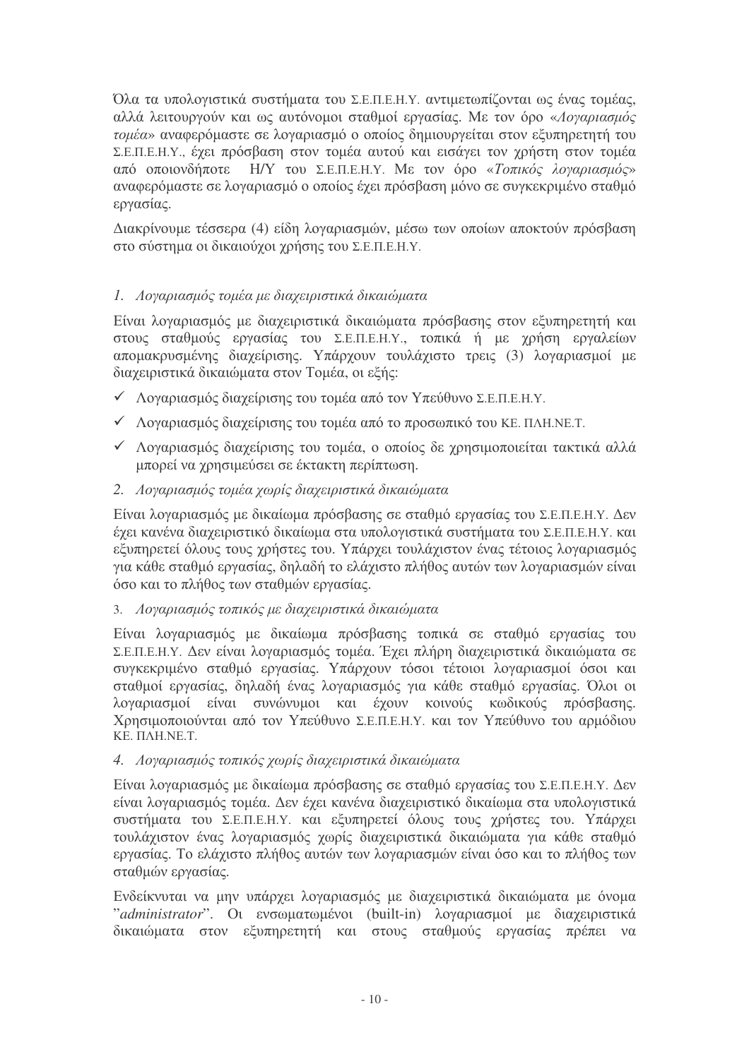Όλα τα υπολογιστικά συστήματα του Σ.Ε.Π.Ε.Η.Υ. αντιμετωπίζονται ως ένας τομέας, αλλά λειτουργούν και ως αυτόνομοι σταθμοί εργασίας. Με τον όρο «*Λογαριασμός τομέα*» αναφερόμαστε σε λογαριασμό ο οποίος δημιουργείται στον εξυπηρετητή του Σ.Ε.Π.Ε.Η.Υ., έχει πρόσβαση στον τομέα αυτού και εισάγει τον χρήστη στον τομέα από οποιονδήποτε Η/Υ του Σ.Ε.Π.Ε.Η.Υ. Με τον όρο «*Τοπικός λογαριασμός*» αναφερόμαστε σε λογαριασμό ο οποίος έχει πρόσβαση μόνο σε συγκεκριμένο σταθμό εργασίας.

Διακρίνουμε τέσσερα (4) είδη λογαριασμών, μέσω των οποίων αποκτούν πρόσβαση στο σύστημα οι δικαιούχοι χρήσης του Σ.Ε.Π.Ε.Η.Υ.

*1. Λογαριασμός τομέα με διαχειριστικά δικαιώματα*

Είναι λογαριασμός με διαχειριστικά δικαιώματα πρόσβασης στον εξυπηρετητή και στους σταθμούς εργασίας του Σ.Ε.Π.Ε.Η.Υ., τοπικά ή με χρήση εργαλείων απομακρυσμένης διαχείρισης. Υπάρχουν τουλάχιστο τρεις (3) λογαριασμοί με διαχειριστικά δικαιώματα στον Τομέα, οι εξής:

- ✓ Λογαριασμός διαχείρισης του τομέα από τον Υπεύθυνο Σ.Ε.Π.Ε.Η.Υ.
- ✓ Λογαριασμός διαχείρισης του τομέα από το προσωπικό του ΚΕ. ΠΛΗ.ΝΕ.Τ.
- ✓ Λογαριασμός διαχείρισης του τομέα, ο οποίος δε χρησιμοποιείται τακτικά αλλά μπορεί να χρησιμεύσει σε έκτακτη περίπτωση.

*2. Λογαριασμός τομέα χωρίς διαχειριστικά δικαιώματα*

Είναι λογαριασμός με δικαίωμα πρόσβασης σε σταθμό εργασίας του Σ.Ε.Π.Ε.Η.Υ. Δεν έχει κανένα διαχειριστικό δικαίωμα στα υπολογιστικά συστήματα του Σ.Ε.Π.Ε.Η.Υ. και εξυπηρετεί όλους τους χρήστες του. Υπάρχει τουλάχιστον ένας τέτοιος λογαριασμός για κάθε σταθμό εργασίας, δηλαδή το ελάχιστο πλήθος αυτών των λογαριασμών είναι όσο και το πλήθος των σταθμών εργασίας.

*3. Λογαριασμός τοπικός με διαχειριστικά δικαιώματα*

Είναι λογαριασμός με δικαίωμα πρόσβασης τοπικά σε σταθμό εργασίας του Σ.Ε.Π.Ε.Η.Υ. Δεν είναι λογαριασμός τομέα. Έχει πλήρη διαχειριστικά δικαιώματα σε συγκεκριμένο σταθμό εργασίας. Υπάρχουν τόσοι τέτοιοι λογαριασμοί όσοι και σταθμοί εργασίας, δηλαδή ένας λογαριασμός για κάθε σταθμό εργασίας. Όλοι οι λογαριασμοί είναι συνώνυμοι και έχουν κοινούς κωδικούς πρόσβασης. Χρησιμοποιούνται από τον Υπεύθυνο Σ.Ε.Π.Ε.Η.Υ. και τον Υπεύθυνο του αρμόδιου ΚΕ. ΠΛΗ.ΝΕ.Τ.

*4. Λογαριασμός τοπικός χωρίς διαχειριστικά δικαιώματα*

Είναι λογαριασμός με δικαίωμα πρόσβασης σε σταθμό εργασίας του Σ.Ε.Π.Ε.Η.Υ. Δεν είναι λογαριασμός τομέα. Δεν έχει κανένα διαχειριστικό δικαίωμα στα υπολογιστικά συστήματα του Σ.Ε.Π.Ε.Η.Υ. και εξυπηρετεί όλους τους χρήστες του. Υπάρχει τουλάχιστον ένας λογαριασμός χωρίς διαχειριστικά δικαιώματα για κάθε σταθμό εργασίας. Το ελάχιστο πλήθος αυτών των λογαριασμών είναι όσο και το πλήθος των σταθμών εργασίας.

Ενδείκνυται να μην υπάρχει λογαριασμός με διαχειριστικά δικαιώματα με όνομα "*administrator*". Οι ενσωματωμένοι (built-in) λογαριασμοί με διαχειριστικά δικαιώματα στον εξυπηρετητή και στους σταθμούς εργασίας πρέπει να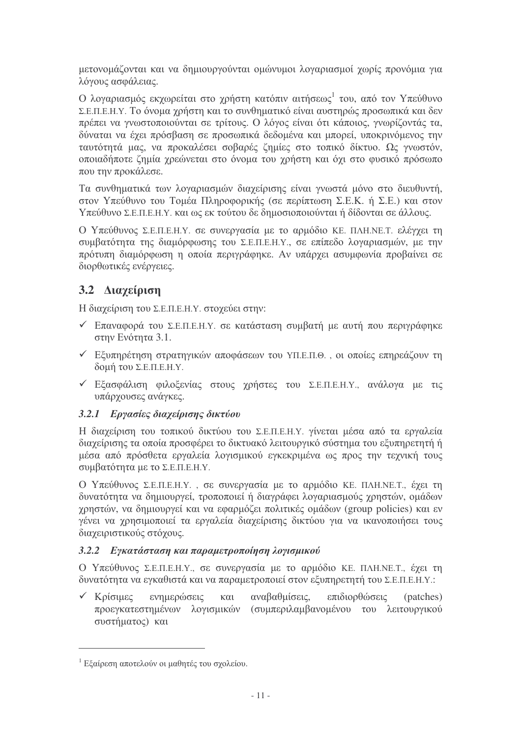μετονομάζονται και να δημιουργούνται ομώνυμοι λογαριασμοί χωρίς προνόμια για λόγους ασφάλειας.

Ο λογαριασμός εκχωρείται στο χρήστη κατόπιν αιτήσεως[1] του, από τον Υπεύθυνο Σ.Ε.Π.Ε.Η.Υ. Το όνομα χρήστη και το συνθηματικό είναι αυστηρώς προσωπικά και δεν πρέπει να γνωστοποιούνται σε τρίτους. Ο λόγος είναι ότι κάποιος, γνωρίζοντάς τα, δύναται να έχει πρόσβαση σε προσωπικά δεδομένα και μπορεί, υποκρινόμενος την ταυτότητά μας, να προκαλέσει σοβαρές ζημίες στο τοπικό δίκτυο. Ως γνωστόν, οποιαδήποτε ζημία χρεώνεται στο όνομα του χρήστη και όχι στο φυσικό πρόσωπο που την προκάλεσε.

Τα συνθηματικά των λογαριασμών διαχείρισης είναι γνωστά μόνο στο διευθυντή, στον Υπεύθυνο του Τομέα Πληροφορικής (σε περίπτωση Σ.Ε.Κ. ή Σ.Ε.) και στον Υπεύθυνο Σ.Ε.Π.Ε.Η.Υ. και ως εκ τούτου δε δημοσιοποιούνται ή δίδονται σε άλλους.

Ο Υπεύθυνος Σ.Ε.Π.Ε.Η.Υ. σε συνεργασία με το αρμόδιο ΚΕ. ΠΛΗ.ΝΕ.Τ. ελέγχει τη συμβατότητα της διαμόρφωσης του Σ.Ε.Π.Ε.Η.Υ., σε επίπεδο λογαριασμών, με την πρότυπη διαμόρφωση η οποία περιγράφηκε. Αν υπάρχει ασυμφωνία προβαίνει σε διορθωτικές ενέργειες.

## 3.2 Διαχείριση

Η διαχείριση του Σ.Ε.Π.Ε.Η.Υ. στοχεύει στην:

- ✓ Επαναφορά του Σ.Ε.Π.Ε.Η.Υ. σε κατάσταση συμβατή με αυτή που περιγράφηκε στην Ενότητα 3.1.
- ✓ Εξυπηρέτηση στρατηγικών αποφάσεων του ΥΠ.Ε.Π.Θ. , οι οποίες επηρεάζουν τη δομή του Σ.Ε.Π.Ε.Η.Υ.
- ✓ Εξασφάλιση φιλοξενίας στους χρήστες του Σ.Ε.Π.Ε.Η.Υ., ανάλογα με τις υπάρχουσες ανάγκες.

### *3.2.1 Εργασίες διαχείρισης δικτύου*

Η διαχείριση του τοπικού δικτύου του Σ.Ε.Π.Ε.Η.Υ. γίνεται μέσα από τα εργαλεία διαχείρισης τα οποία προσφέρει το δικτυακό λειτουργικό σύστημα του εξυπηρετητή ή μέσα από πρόσθετα εργαλεία λογισμικού εγκεκριμένα ως προς την τεχνική τους συμβατότητα με το Σ.Ε.Π.Ε.Η.Υ.

Ο Υπεύθυνος Σ.Ε.Π.Ε.Η.Υ. , σε συνεργασία με το αρμόδιο ΚΕ. ΠΛΗ.ΝΕ.Τ., έχει τη δυνατότητα να δημιουργεί, τροποποιεί ή διαγράφει λογαριασμούς χρηστών, ομάδων χρηστών, να δημιουργεί και να εφαρμόζει πολιτικές ομάδων (group policies) και εν γένει να χρησιμοποιεί τα εργαλεία διαχείρισης δικτύου για να ικανοποιήσει τους διαχειριστικούς στόχους.

### *3.2.2 Εγκατάσταση και παραμετροποίηση λογισμικού*

Ο Υπεύθυνος Σ.Ε.Π.Ε.Η.Υ., σε συνεργασία με το αρμόδιο ΚΕ. ΠΛΗ.ΝΕ.Τ., έχει τη δυνατότητα να εγκαθιστά και να παραμετροποιεί στον εξυπηρετητή του Σ.Ε.Π.Ε.Η.Υ.:

- ✓ Κρίσιμες ενημερώσεις και αναβαθμίσεις, επιδιορθώσεις (patches) προεγκατεστημένων λογισμικών (συμπεριλαμβανομένου του λειτουργικού συστήματος) και

---

[1] Εξαίρεση αποτελούν οι μαθητές του σχολείου.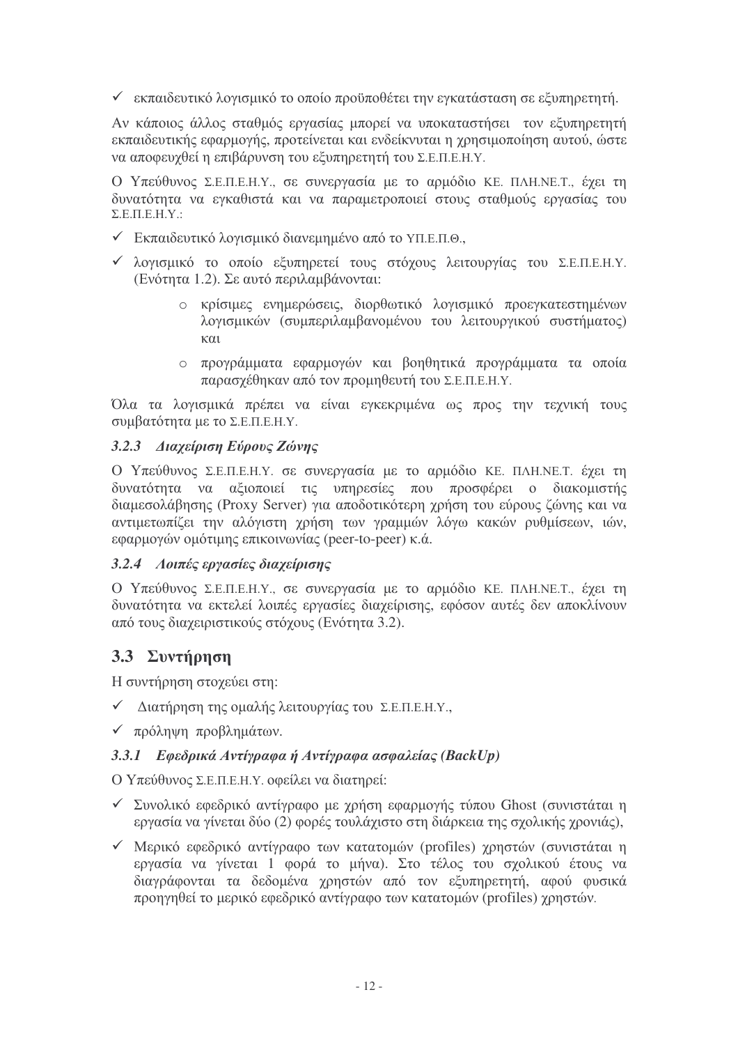- ✓ εκπαιδευτικό λογισμικό το οποίο προϋποθέτει την εγκατάσταση σε εξυπηρετητή.

Αν κάποιος άλλος σταθμός εργασίας μπορεί να υποκαταστήσει τον εξυπηρετητή εκπαιδευτικής εφαρμογής, προτείνεται και ενδείκνυται η χρησιμοποίηση αυτού, ώστε να αποφευχθεί η επιβάρυνση του εξυπηρετητή του Σ.Ε.Π.Ε.Η.Υ.

Ο Υπεύθυνος Σ.Ε.Π.Ε.Η.Υ., σε συνεργασία με το αρμόδιο ΚΕ. ΠΛΗ.ΝΕ.Τ., έχει τη δυνατότητα να εγκαθιστά και να παραμετροποιεί στους σταθμούς εργασίας του Σ.Ε.Π.Ε.Η.Υ.:

- ✓ Εκπαιδευτικό λογισμικό διανεμημένο από το ΥΠ.Ε.Π.Θ.,
- ✓ λογισμικό το οποίο εξυπηρετεί τους στόχους λειτουργίας του Σ.Ε.Π.Ε.Η.Υ. (Ενότητα 1.2). Σε αυτό περιλαμβάνονται:
    - κρίσιμες ενημερώσεις, διορθωτικό λογισμικό προεγκατεστημένων λογισμικών (συμπεριλαμβανομένου του λειτουργικού συστήματος) και
    - προγράμματα εφαρμογών και βοηθητικά προγράμματα τα οποία παρασχέθηκαν από τον προμηθευτή του Σ.Ε.Π.Ε.Η.Υ.

Όλα τα λογισμικά πρέπει να είναι εγκεκριμένα ως προς την τεχνική τους συμβατότητα με το Σ.Ε.Π.Ε.Η.Υ.

#### *3.2.3 Διαχείριση Εύρους Ζώνης*

Ο Υπεύθυνος Σ.Ε.Π.Ε.Η.Υ. σε συνεργασία με το αρμόδιο ΚΕ. ΠΛΗ.ΝΕ.Τ. έχει τη δυνατότητα να αξιοποιεί τις υπηρεσίες που προσφέρει ο διακομιστής διαμεσολάβησης (Proxy Server) για αποδοτικότερη χρήση του εύρους ζώνης και να αντιμετωπίζει την αλόγιστη χρήση των γραμμών λόγω κακών ρυθμίσεων, ιών, εφαρμογών ομότιμης επικοινωνίας (peer-to-peer) κ.ά.

#### *3.2.4 Λοιπές εργασίες διαχείρισης*

Ο Υπεύθυνος Σ.Ε.Π.Ε.Η.Υ., σε συνεργασία με το αρμόδιο ΚΕ. ΠΛΗ.ΝΕ.Τ., έχει τη δυνατότητα να εκτελεί λοιπές εργασίες διαχείρισης, εφόσον αυτές δεν αποκλίνουν από τους διαχειριστικούς στόχους (Ενότητα 3.2).

## 3.3 Συντήρηση

Η συντήρηση στοχεύει στη:

- ✓ Διατήρηση της ομαλής λειτουργίας του Σ.Ε.Π.Ε.Η.Υ.,
- ✓ πρόληψη προβλημάτων.

#### *3.3.1 Εφεδρικά Αντίγραφα ή Αντίγραφα ασφαλείας (BackUp)*

Ο Υπεύθυνος Σ.Ε.Π.Ε.Η.Υ. οφείλει να διατηρεί:

- ✓ Συνολικό εφεδρικό αντίγραφο με χρήση εφαρμογής τύπου Ghost (συνιστάται η εργασία να γίνεται δύο (2) φορές τουλάχιστο στη διάρκεια της σχολικής χρονιάς),
- ✓ Μερικό εφεδρικό αντίγραφο των κατατομών (profiles) χρηστών (συνιστάται η εργασία να γίνεται 1 φορά το μήνα). Στο τέλος του σχολικού έτους να διαγράφονται τα δεδομένα χρηστών από τον εξυπηρετητή, αφού φυσικά προηγηθεί το μερικό εφεδρικό αντίγραφο των κατατομών (profiles) χρηστών.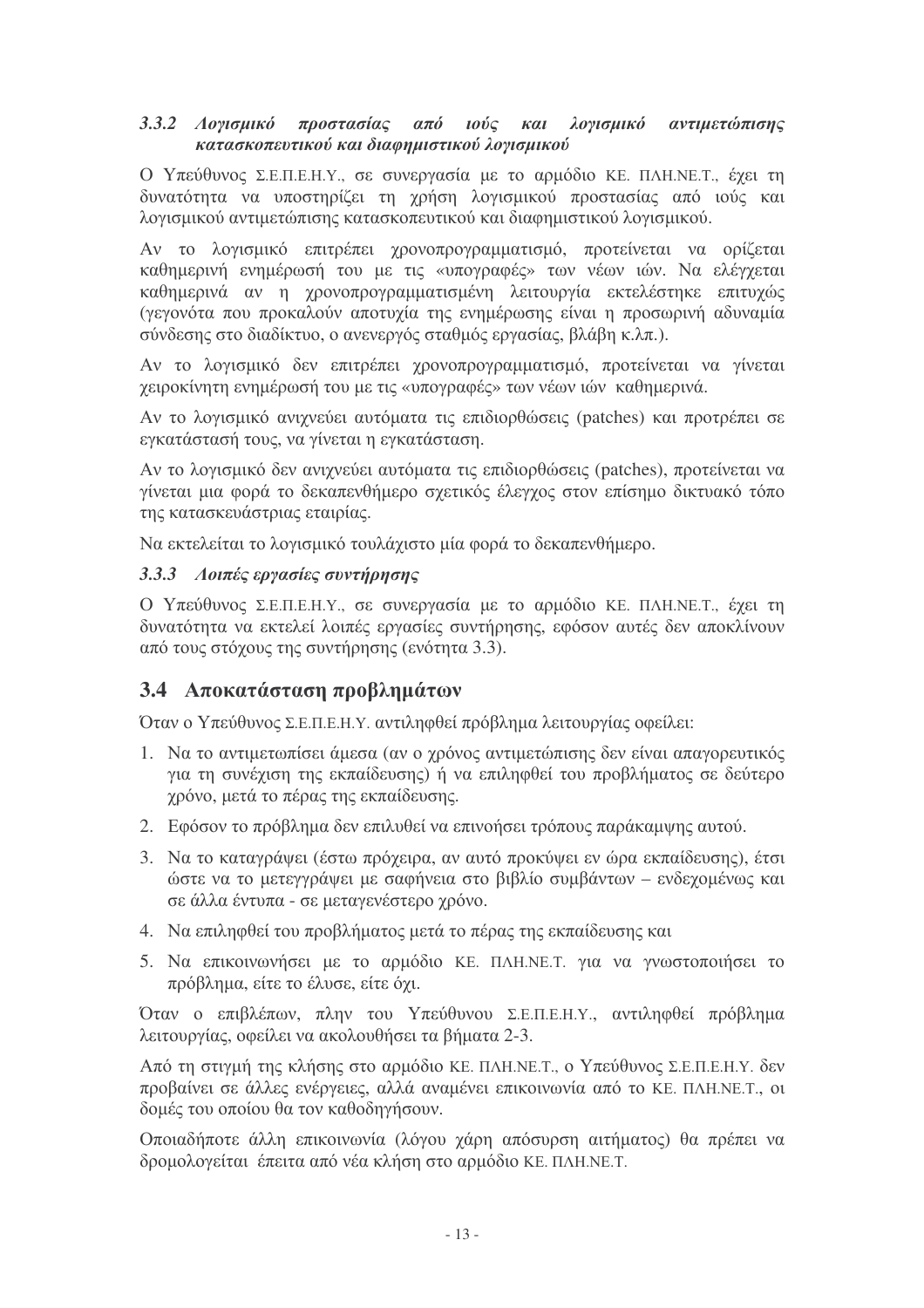### 3.3.2 *Λογισμικό προστασίας από ιούς και λογισμικό αντιμετώπισης κατασκοπευτικού και διαφημιστικού λογισμικού*

Ο Υπεύθυνος Σ.Ε.Π.Ε.Η.Υ., σε συνεργασία με το αρμόδιο ΚΕ. ΠΛΗ.ΝΕ.Τ., έχει τη δυνατότητα να υποστηρίζει τη χρήση λογισμικού προστασίας από ιούς και λογισμικού αντιμετώπισης κατασκοπευτικού και διαφημιστικού λογισμικού.

Αν το λογισμικό επιτρέπει χρονοπρογραμματισμό, προτείνεται να ορίζεται καθημερινή ενημέρωσή του με τις «υπογραφές» των νέων ιών. Να ελέγχεται καθημερινά αν η χρονοπρογραμματισμένη λειτουργία εκτελέστηκε επιτυχώς (γεγονότα που προκαλούν αποτυχία της ενημέρωσης είναι η προσωρινή αδυναμία σύνδεσης στο διαδίκτυο, ο ανενεργός σταθμός εργασίας, βλάβη κ.λπ.).

Αν το λογισμικό δεν επιτρέπει χρονοπρογραμματισμό, προτείνεται να γίνεται χειροκίνητη ενημέρωσή του με τις «υπογραφές» των νέων ιών καθημερινά.

Αν το λογισμικό ανιχνεύει αυτόματα τις επιδιορθώσεις (patches) και προτρέπει σε εγκατάστασή τους, να γίνεται η εγκατάσταση.

Αν το λογισμικό δεν ανιχνεύει αυτόματα τις επιδιορθώσεις (patches), προτείνεται να γίνεται μια φορά το δεκαπενθήμερο σχετικός έλεγχος στον επίσημο δικτυακό τόπο της κατασκευάστριας εταιρίας.

Να εκτελείται το λογισμικό τουλάχιστο μία φορά το δεκαπενθήμερο.

### 3.3.3 *Λοιπές εργασίες συντήρησης*

Ο Υπεύθυνος Σ.Ε.Π.Ε.Η.Υ., σε συνεργασία με το αρμόδιο ΚΕ. ΠΛΗ.ΝΕ.Τ., έχει τη δυνατότητα να εκτελεί λοιπές εργασίες συντήρησης, εφόσον αυτές δεν αποκλίνουν από τους στόχους της συντήρησης (ενότητα 3.3).

## 3.4 Αποκατάσταση προβλημάτων

Όταν ο Υπεύθυνος Σ.Ε.Π.Ε.Η.Υ. αντιληφθεί πρόβλημα λειτουργίας οφείλει:

1. Να το αντιμετωπίσει άμεσα (αν ο χρόνος αντιμετώπισης δεν είναι απαγορευτικός για τη συνέχιση της εκπαίδευσης) ή να επιληφθεί του προβλήματος σε δεύτερο χρόνο, μετά το πέρας της εκπαίδευσης.
2. Εφόσον το πρόβλημα δεν επιλυθεί να επινοήσει τρόπους παράκαμψης αυτού.
3. Να το καταγράψει (έστω πρόχειρα, αν αυτό προκύψει εν ώρα εκπαίδευσης), έτσι ώστε να το μετεγγράψει με σαφήνεια στο βιβλίο συμβάντων – ενδεχομένως και σε άλλα έντυπα - σε μεταγενέστερο χρόνο.
4. Να επιληφθεί του προβλήματος μετά το πέρας της εκπαίδευσης και
5. Να επικοινωνήσει με το αρμόδιο ΚΕ. ΠΛΗ.ΝΕ.Τ. για να γνωστοποιήσει το πρόβλημα, είτε το έλυσε, είτε όχι.

Όταν ο επιβλέπων, πλην του Υπεύθυνου Σ.Ε.Π.Ε.Η.Υ., αντιληφθεί πρόβλημα λειτουργίας, οφείλει να ακολουθήσει τα βήματα 2-3.

Από τη στιγμή της κλήσης στο αρμόδιο ΚΕ. ΠΛΗ.ΝΕ.Τ., ο Υπεύθυνος Σ.Ε.Π.Ε.Η.Υ. δεν προβαίνει σε άλλες ενέργειες, αλλά αναμένει επικοινωνία από το ΚΕ. ΠΛΗ.ΝΕ.Τ., οι δομές του οποίου θα τον καθοδηγήσουν.

Οποιαδήποτε άλλη επικοινωνία (λόγου χάρη απόσυρση αιτήματος) θα πρέπει να δρομολογείται έπειτα από νέα κλήση στο αρμόδιο ΚΕ. ΠΛΗ.ΝΕ.Τ.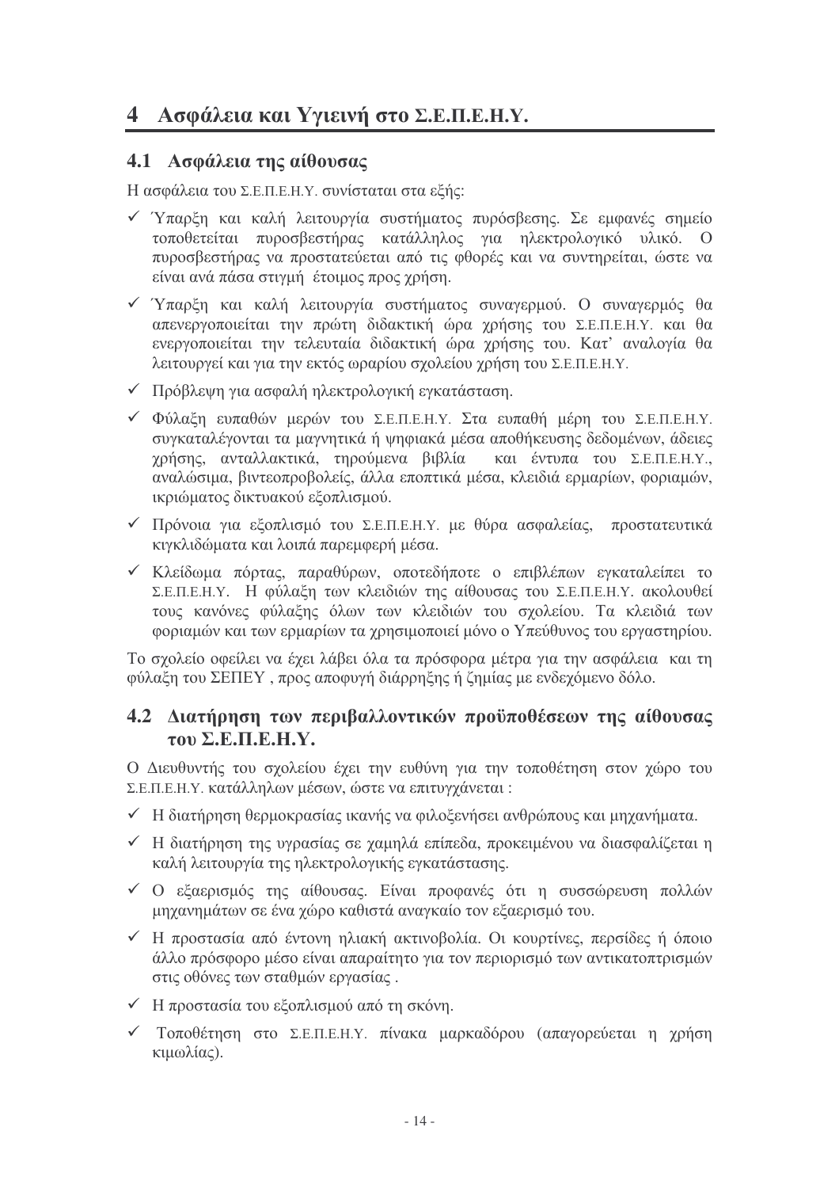# 4 Ασφάλεια και Υγιεινή στο Σ.Ε.Π.Ε.Η.Υ.

## 4.1 Ασφάλεια της αίθουσας

Η ασφάλεια του Σ.Ε.Π.Ε.Η.Υ. συνίσταται στα εξής:

- ✓ Ύπαρξη και καλή λειτουργία συστήματος πυρόσβεσης. Σε εμφανές σημείο τοποθετείται πυροσβεστήρας κατάλληλος για ηλεκτρολογικό υλικό. Ο πυροσβεστήρας να προστατεύεται από τις φθορές και να συντηρείται, ώστε να είναι ανά πάσα στιγμή έτοιμος προς χρήση.
- ✓ Ύπαρξη και καλή λειτουργία συστήματος συναγερμού. Ο συναγερμός θα απενεργοποιείται την πρώτη διδακτική ώρα χρήσης του Σ.Ε.Π.Ε.Η.Υ. και θα ενεργοποιείται την τελευταία διδακτική ώρα χρήσης του. Κατ' αναλογία θα λειτουργεί και για την εκτός ωραρίου σχολείου χρήση του Σ.Ε.Π.Ε.Η.Υ.
- ✓ Πρόβλεψη για ασφαλή ηλεκτρολογική εγκατάσταση.
- ✓ Φύλαξη ευπαθών μερών του Σ.Ε.Π.Ε.Η.Υ. Στα ευπαθή μέρη του Σ.Ε.Π.Ε.Η.Υ. συγκαταλέγονται τα μαγνητικά ή ψηφιακά μέσα αποθήκευσης δεδομένων, άδειες χρήσης, ανταλλακτικά, τηρούμενα βιβλία και έντυπα του Σ.Ε.Π.Ε.Η.Υ., αναλώσιμα, βιντεοπροβολείς, άλλα εποπτικά μέσα, κλειδιά ερμαρίων, φοριαμών, ικριώματος δικτυακού εξοπλισμού.
- ✓ Πρόνοια για εξοπλισμό του Σ.Ε.Π.Ε.Η.Υ. με θύρα ασφαλείας, προστατευτικά κιγκλιδώματα και λοιπά παρεμφερή μέσα.
- ✓ Κλείδωμα πόρτας, παραθύρων, οποτεδήποτε ο επιβλέπων εγκαταλείπει το Σ.Ε.Π.Ε.Η.Υ. Η φύλαξη των κλειδιών της αίθουσας του Σ.Ε.Π.Ε.Η.Υ. ακολουθεί τους κανόνες φύλαξης όλων των κλειδιών του σχολείου. Τα κλειδιά των φοριαμών και των ερμαρίων τα χρησιμοποιεί μόνο ο Υπεύθυνος του εργαστηρίου.

Το σχολείο οφείλει να έχει λάβει όλα τα πρόσφορα μέτρα για την ασφάλεια και τη φύλαξη του ΣΕΠΕΥ , προς αποφυγή διάρρηξης ή ζημίας με ενδεχόμενο δόλο.

## 4.2 Διατήρηση των περιβαλλοντικών προϋποθέσεων της αίθουσας του Σ.Ε.Π.Ε.Η.Υ.

Ο Διευθυντής του σχολείου έχει την ευθύνη για την τοποθέτηση στον χώρο του Σ.Ε.Π.Ε.Η.Υ. κατάλληλων μέσων, ώστε να επιτυγχάνεται :

- ✓ Η διατήρηση θερμοκρασίας ικανής να φιλοξενήσει ανθρώπους και μηχανήματα.
- ✓ Η διατήρηση της υγρασίας σε χαμηλά επίπεδα, προκειμένου να διασφαλίζεται η καλή λειτουργία της ηλεκτρολογικής εγκατάστασης.
- ✓ Ο εξαερισμός της αίθουσας. Είναι προφανές ότι η συσσώρευση πολλών μηχανημάτων σε ένα χώρο καθιστά αναγκαίο τον εξαερισμό του.
- ✓ Η προστασία από έντονη ηλιακή ακτινοβολία. Οι κουρτίνες, περσίδες ή όποιο άλλο πρόσφορο μέσο είναι απαραίτητο για τον περιορισμό των αντικατοπτρισμών στις οθόνες των σταθμών εργασίας .
- ✓ Η προστασία του εξοπλισμού από τη σκόνη.
- ✓ Τοποθέτηση στο Σ.Ε.Π.Ε.Η.Υ. πίνακα μαρκαδόρου (απαγορεύεται η χρήση κιμωλίας).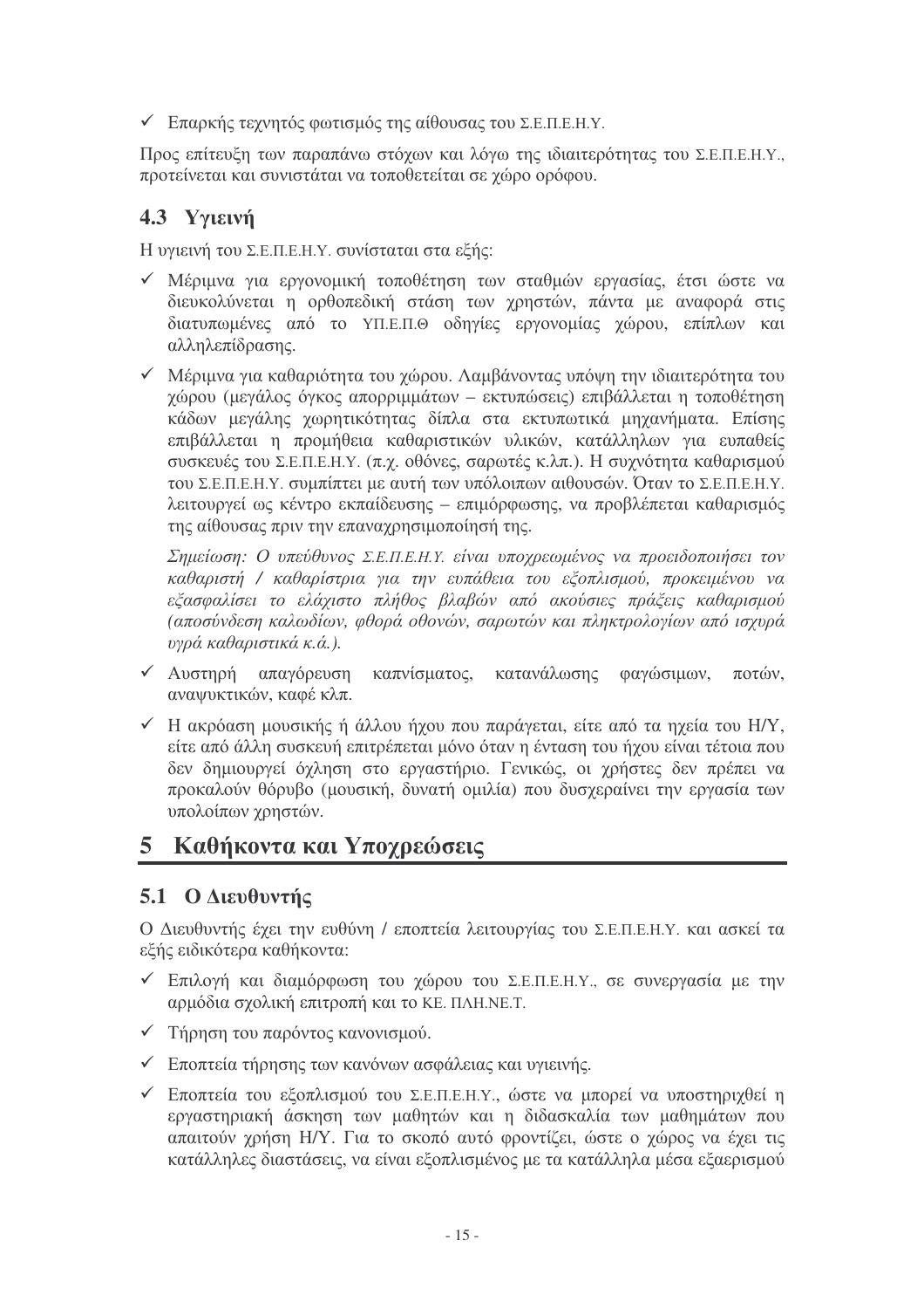- ✓ Επαρκής τεχνητός φωτισμός της αίθουσας του Σ.Ε.Π.Ε.Η.Υ.

Προς επίτευξη των παραπάνω στόχων και λόγω της ιδιαιτερότητας του Σ.Ε.Π.Ε.Η.Υ., προτείνεται και συνιστάται να τοποθετείται σε χώρο ορόφου.

## 4.3 Υγιεινή

Η υγιεινή του Σ.Ε.Π.Ε.Η.Υ. συνίσταται στα εξής:

- ✓ Μέριμνα για εργονομική τοποθέτηση των σταθμών εργασίας, έτσι ώστε να διευκολύνεται η ορθοπεδική στάση των χρηστών, πάντα με αναφορά στις διατυπωμένες από το ΥΠ.Ε.Π.Θ οδηγίες εργονομίας χώρου, επίπλων και αλληλεπίδρασης.
- ✓ Μέριμνα για καθαριότητα του χώρου. Λαμβάνοντας υπόψη την ιδιαιτερότητα του χώρου (μεγάλος όγκος απορριμμάτων – εκτυπώσεις) επιβάλλεται η τοποθέτηση κάδων μεγάλης χωρητικότητας δίπλα στα εκτυπωτικά μηχανήματα. Επίσης επιβάλλεται η προμήθεια καθαριστικών υλικών, κατάλληλων για ευπαθείς συσκευές του Σ.Ε.Π.Ε.Η.Υ. (π.χ. οθόνες, σαρωτές κ.λπ.). Η συχνότητα καθαρισμού του Σ.Ε.Π.Ε.Η.Υ. συμπίπτει με αυτή των υπόλοιπων αιθουσών. Όταν το Σ.Ε.Π.Ε.Η.Υ. λειτουργεί ως κέντρο εκπαίδευσης – επιμόρφωσης, να προβλέπεται καθαρισμός της αίθουσας πριν την επαναχρησιμοποίησή της.

  *Σημείωση: Ο υπεύθυνος Σ.Ε.Π.Ε.Η.Υ. είναι υποχρεωμένος να προειδοποιήσει τον καθαριστή / καθαρίστρια για την ευπάθεια του εξοπλισμού, προκειμένου να εξασφαλίσει το ελάχιστο πλήθος βλαβών από ακούσιες πράξεις καθαρισμού (αποσύνδεση καλωδίων, φθορά οθονών, σαρωτών και πληκτρολογίων από ισχυρά υγρά καθαριστικά κ.ά.).*

- ✓ Αυστηρή απαγόρευση καπνίσματος, κατανάλωσης φαγώσιμων, ποτών, αναψυκτικών, καφέ κλπ.
- ✓ Η ακρόαση μουσικής ή άλλου ήχου που παράγεται, είτε από τα ηχεία του Η/Υ, είτε από άλλη συσκευή επιτρέπεται μόνο όταν η ένταση του ήχου είναι τέτοια που δεν δημιουργεί όχληση στο εργαστήριο. Γενικώς, οι χρήστες δεν πρέπει να προκαλούν θόρυβο (μουσική, δυνατή ομιλία) που δυσχεραίνει την εργασία των υπολοίπων χρηστών.

# 5 Καθήκοντα και Υποχρεώσεις

## 5.1 Ο Διευθυντής

Ο Διευθυντής έχει την ευθύνη / εποπτεία λειτουργίας του Σ.Ε.Π.Ε.Η.Υ. και ασκεί τα εξής ειδικότερα καθήκοντα:

- ✓ Επιλογή και διαμόρφωση του χώρου του Σ.Ε.Π.Ε.Η.Υ., σε συνεργασία με την αρμόδια σχολική επιτροπή και το ΚΕ. ΠΛΗ.ΝΕ.Τ.
- ✓ Τήρηση του παρόντος κανονισμού.
- ✓ Εποπτεία τήρησης των κανόνων ασφάλειας και υγιεινής.
- ✓ Εποπτεία του εξοπλισμού του Σ.Ε.Π.Ε.Η.Υ., ώστε να μπορεί να υποστηριχθεί η εργαστηριακή άσκηση των μαθητών και η διδασκαλία των μαθημάτων που απαιτούν χρήση Η/Υ. Για το σκοπό αυτό φροντίζει, ώστε ο χώρος να έχει τις κατάλληλες διαστάσεις, να είναι εξοπλισμένος με τα κατάλληλα μέσα εξαερισμού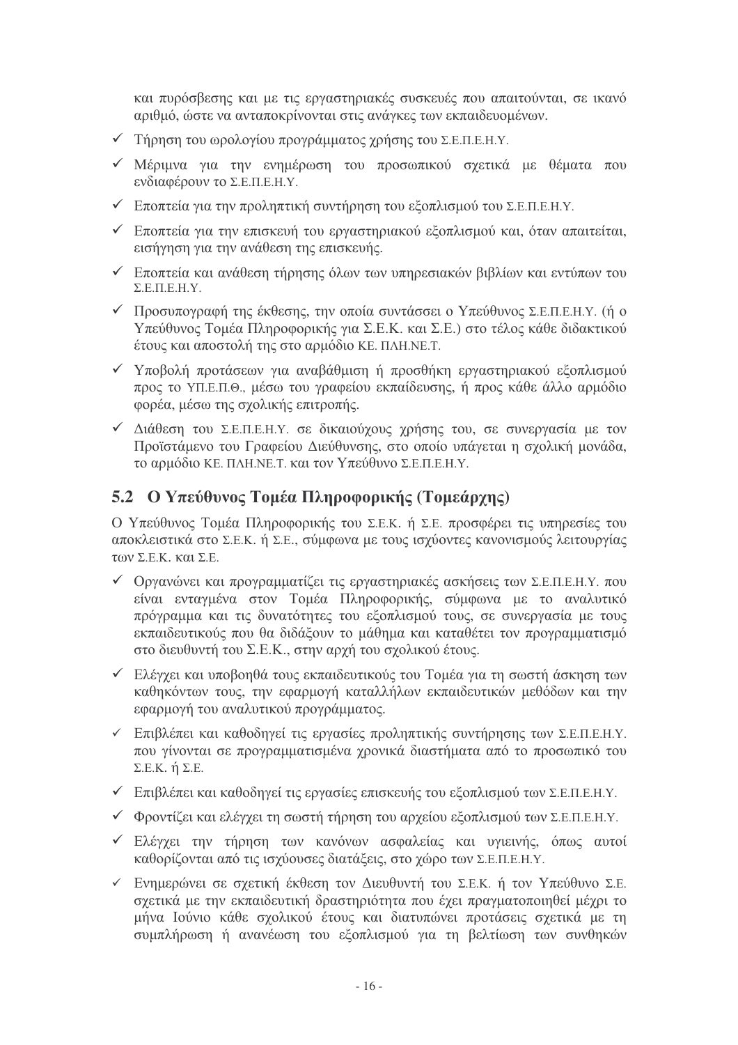και πυρόσβεσης και με τις εργαστηριακές συσκευές που απαιτούνται, σε ικανό αριθμό, ώστε να ανταποκρίνονται στις ανάγκες των εκπαιδευομένων.

- ✓ Τήρηση του ωρολογίου προγράμματος χρήσης του Σ.Ε.Π.Ε.Η.Υ.
- ✓ Μέριμνα για την ενημέρωση του προσωπικού σχετικά με θέματα που ενδιαφέρουν το Σ.Ε.Π.Ε.Η.Υ.
- ✓ Εποπτεία για την προληπτική συντήρηση του εξοπλισμού του Σ.Ε.Π.Ε.Η.Υ.
- ✓ Εποπτεία για την επισκευή του εργαστηριακού εξοπλισμού και, όταν απαιτείται, εισήγηση για την ανάθεση της επισκευής.
- ✓ Εποπτεία και ανάθεση τήρησης όλων των υπηρεσιακών βιβλίων και εντύπων του Σ.Ε.Π.Ε.Η.Υ.
- ✓ Προσυπογραφή της έκθεσης, την οποία συντάσσει ο Υπεύθυνος Σ.Ε.Π.Ε.Η.Υ. (ή ο Υπεύθυνος Τομέα Πληροφορικής για Σ.Ε.Κ. και Σ.Ε.) στο τέλος κάθε διδακτικού έτους και αποστολή της στο αρμόδιο ΚΕ. ΠΛΗ.ΝΕ.Τ.
- ✓ Υποβολή προτάσεων για αναβάθμιση ή προσθήκη εργαστηριακού εξοπλισμού προς το ΥΠ.Ε.Π.Θ., μέσω του γραφείου εκπαίδευσης, ή προς κάθε άλλο αρμόδιο φορέα, μέσω της σχολικής επιτροπής.
- ✓ Διάθεση του Σ.Ε.Π.Ε.Η.Υ. σε δικαιούχους χρήσης του, σε συνεργασία με τον Προϊστάμενο του Γραφείου Διεύθυνσης, στο οποίο υπάγεται η σχολική μονάδα, το αρμόδιο ΚΕ. ΠΛΗ.ΝΕ.Τ. και τον Υπεύθυνο Σ.Ε.Π.Ε.Η.Υ.

## 5.2 Ο Υπεύθυνος Τομέα Πληροφορικής (Τομεάρχης)

Ο Υπεύθυνος Τομέα Πληροφορικής του Σ.Ε.Κ. ή Σ.Ε. προσφέρει τις υπηρεσίες του αποκλειστικά στο Σ.Ε.Κ. ή Σ.Ε., σύμφωνα με τους ισχύοντες κανονισμούς λειτουργίας των Σ.Ε.Κ. και Σ.Ε.

- ✓ Οργανώνει και προγραμματίζει τις εργαστηριακές ασκήσεις των Σ.Ε.Π.Ε.Η.Υ. που είναι ενταγμένα στον Τομέα Πληροφορικής, σύμφωνα με το αναλυτικό πρόγραμμα και τις δυνατότητες του εξοπλισμού τους, σε συνεργασία με τους εκπαιδευτικούς που θα διδάξουν το μάθημα και καταθέτει τον προγραμματισμό στο διευθυντή του Σ.Ε.Κ., στην αρχή του σχολικού έτους.
- ✓ Ελέγχει και υποβοηθά τους εκπαιδευτικούς του Τομέα για τη σωστή άσκηση των καθηκόντων τους, την εφαρμογή καταλλήλων εκπαιδευτικών μεθόδων και την εφαρμογή του αναλυτικού προγράμματος.
- ✓ Επιβλέπει και καθοδηγεί τις εργασίες προληπτικής συντήρησης των Σ.Ε.Π.Ε.Η.Υ. που γίνονται σε προγραμματισμένα χρονικά διαστήματα από το προσωπικό του Σ.Ε.Κ. ή Σ.Ε.
- ✓ Επιβλέπει και καθοδηγεί τις εργασίες επισκευής του εξοπλισμού των Σ.Ε.Π.Ε.Η.Υ.
- ✓ Φροντίζει και ελέγχει τη σωστή τήρηση του αρχείου εξοπλισμού των Σ.Ε.Π.Ε.Η.Υ.
- ✓ Ελέγχει την τήρηση των κανόνων ασφαλείας και υγιεινής, όπως αυτοί καθορίζονται από τις ισχύουσες διατάξεις, στο χώρο των Σ.Ε.Π.Ε.Η.Υ.
- ✓ Ενημερώνει σε σχετική έκθεση τον Διευθυντή του Σ.Ε.Κ. ή τον Υπεύθυνο Σ.Ε. σχετικά με την εκπαιδευτική δραστηριότητα που έχει πραγματοποιηθεί μέχρι το μήνα Ιούνιο κάθε σχολικού έτους και διατυπώνει προτάσεις σχετικά με τη συμπλήρωση ή ανανέωση του εξοπλισμού για τη βελτίωση των συνθηκών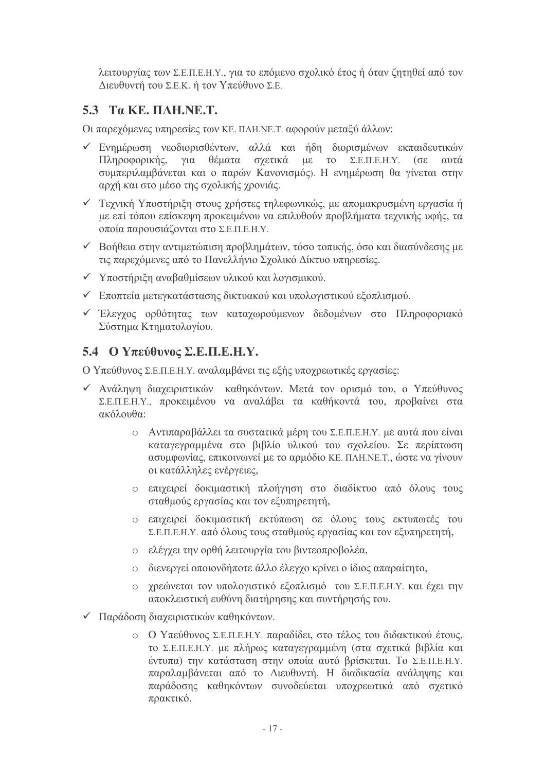λειτουργίας των Σ.Ε.Π.Ε.Η.Υ., για το επόμενο σχολικό έτος ή όταν ζητηθεί από τον Διευθυντή του Σ.Ε.Κ. ή τον Υπεύθυνο Σ.Ε.

## 5.3 Τα ΚΕ. ΠΛΗ.ΝΕ.Τ.

Οι παρεχόμενες υπηρεσίες των ΚΕ. ΠΛΗ.ΝΕ.Τ. αφορούν μεταξύ άλλων:

- ✓ Ενημέρωση νεοδιορισθέντων, αλλά και ήδη διορισμένων εκπαιδευτικών Πληροφορικής, για θέματα σχετικά με το Σ.Ε.Π.Ε.Η.Υ. (σε αυτά συμπεριλαμβάνεται και ο παρών Κανονισμός). Η ενημέρωση θα γίνεται στην αρχή και στο μέσο της σχολικής χρονιάς.
- ✓ Τεχνική Υποστήριξη στους χρήστες τηλεφωνικώς, με απομακρυσμένη εργασία ή με επί τόπου επίσκεψη προκειμένου να επιλυθούν προβλήματα τεχνικής υφής, τα οποία παρουσιάζονται στο Σ.Ε.Π.Ε.Η.Υ.
- ✓ Βοήθεια στην αντιμετώπιση προβλημάτων, τόσο τοπικής, όσο και διασύνδεσης με τις παρεχόμενες από το Πανελλήνιο Σχολικό Δίκτυο υπηρεσίες.
- ✓ Υποστήριξη αναβαθμίσεων υλικού και λογισμικού.
- ✓ Εποπτεία μετεγκατάστασης δικτυακού και υπολογιστικού εξοπλισμού.
- ✓ Έλεγχος ορθότητας των καταχωρούμενων δεδομένων στο Πληροφοριακό Σύστημα Κτηματολογίου.

## 5.4 Ο Υπεύθυνος Σ.Ε.Π.Ε.Η.Υ.

Ο Υπεύθυνος Σ.Ε.Π.Ε.Η.Υ. αναλαμβάνει τις εξής υποχρεωτικές εργασίες:

- ✓ Ανάληψη διαχειριστικών καθηκόντων. Μετά τον ορισμό του, ο Υπεύθυνος Σ.Ε.Π.Ε.Η.Υ., προκειμένου να αναλάβει τα καθήκοντά του, προβαίνει στα ακόλουθα:
    - Αντιπαραβάλλει τα συστατικά μέρη του Σ.Ε.Π.Ε.Η.Υ. με αυτά που είναι καταγεγραμμένα στο βιβλίο υλικού του σχολείου. Σε περίπτωση ασυμφωνίας, επικοινωνεί με το αρμόδιο ΚΕ. ΠΛΗ.ΝΕ.Τ., ώστε να γίνουν οι κατάλληλες ενέργειες,
    - επιχειρεί δοκιμαστική πλοήγηση στο διαδίκτυο από όλους τους σταθμούς εργασίας και τον εξυπηρετητή,
    - επιχειρεί δοκιμαστική εκτύπωση σε όλους τους εκτυπωτές του Σ.Ε.Π.Ε.Η.Υ. από όλους τους σταθμούς εργασίας και τον εξυπηρετητή,
    - ελέγχει την ορθή λειτουργία του βιντεοπροβολέα,
    - διενεργεί οποιονδήποτε άλλο έλεγχο κρίνει ο ίδιος απαραίτητο,
    - χρεώνεται τον υπολογιστικό εξοπλισμό του Σ.Ε.Π.Ε.Η.Υ. και έχει την αποκλειστική ευθύνη διατήρησης και συντήρησής του.
- ✓ Παράδοση διαχειριστικών καθηκόντων.
    - Ο Υπεύθυνος Σ.Ε.Π.Ε.Η.Υ. παραδίδει, στο τέλος του διδακτικού έτους, το Σ.Ε.Π.Ε.Η.Υ. με πλήρως καταγεγραμμένη (στα σχετικά βιβλία και έντυπα) την κατάσταση στην οποία αυτό βρίσκεται. Το Σ.Ε.Π.Ε.Η.Υ. παραλαμβάνεται από το Διευθυντή. Η διαδικασία ανάληψης και παράδοσης καθηκόντων συνοδεύεται υποχρεωτικά από σχετικό πρακτικό.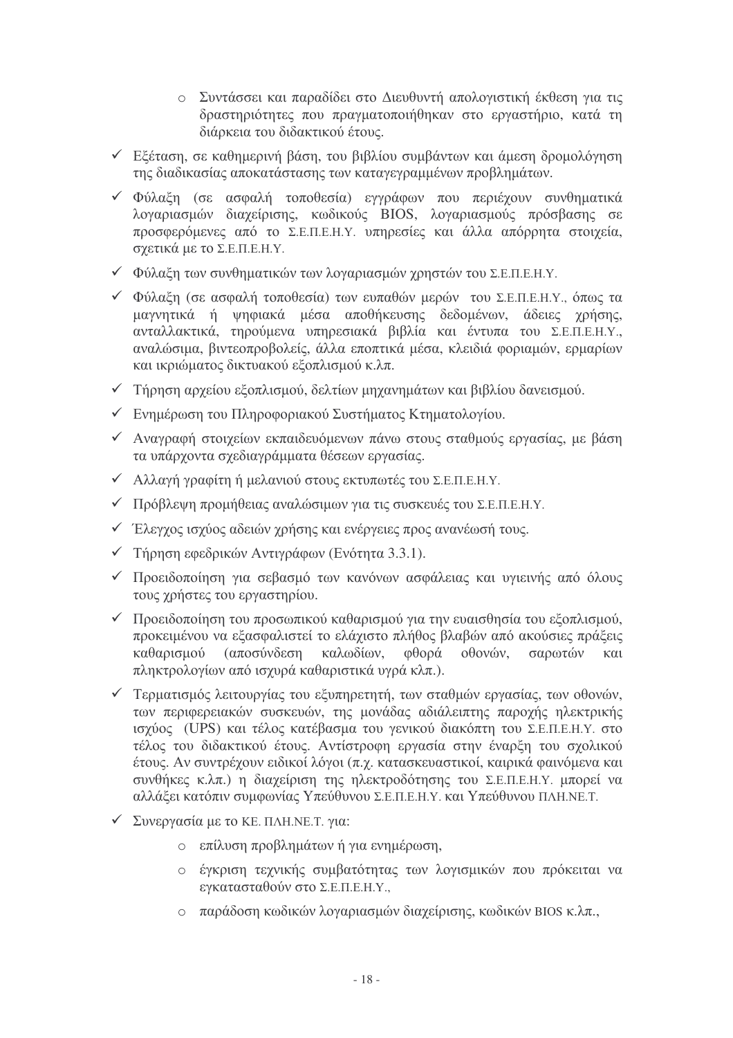- Συντάσσει και παραδίδει στο Διευθυντή απολογιστική έκθεση για τις δραστηριότητες που πραγματοποιήθηκαν στο εργαστήριο, κατά τη διάρκεια του διδακτικού έτους.

- ✓ Εξέταση, σε καθημερινή βάση, του βιβλίου συμβάντων και άμεση δρομολόγηση της διαδικασίας αποκατάστασης των καταγεγραμμένων προβλημάτων.
- ✓ Φύλαξη (σε ασφαλή τοποθεσία) εγγράφων που περιέχουν συνθηματικά λογαριασμών διαχείρισης, κωδικούς BIOS, λογαριασμούς πρόσβασης σε προσφερόμενες από το Σ.Ε.Π.Ε.Η.Υ. υπηρεσίες και άλλα απόρρητα στοιχεία, σχετικά με το Σ.Ε.Π.Ε.Η.Υ.
- ✓ Φύλαξη των συνθηματικών των λογαριασμών χρηστών του Σ.Ε.Π.Ε.Η.Υ.
- ✓ Φύλαξη (σε ασφαλή τοποθεσία) των ευπαθών μερών του Σ.Ε.Π.Ε.Η.Υ., όπως τα μαγνητικά ή ψηφιακά μέσα αποθήκευσης δεδομένων, άδειες χρήσης, ανταλλακτικά, τηρούμενα υπηρεσιακά βιβλία και έντυπα του Σ.Ε.Π.Ε.Η.Υ., αναλώσιμα, βιντεοπροβολείς, άλλα εποπτικά μέσα, κλειδιά φοριαμών, ερμαρίων και ικριώματος δικτυακού εξοπλισμού κ.λπ.
- ✓ Τήρηση αρχείου εξοπλισμού, δελτίων μηχανημάτων και βιβλίου δανεισμού.
- ✓ Ενημέρωση του Πληροφοριακού Συστήματος Κτηματολογίου.
- ✓ Αναγραφή στοιχείων εκπαιδευόμενων πάνω στους σταθμούς εργασίας, με βάση τα υπάρχοντα σχεδιαγράμματα θέσεων εργασίας.
- ✓ Αλλαγή γραφίτη ή μελανιού στους εκτυπωτές του Σ.Ε.Π.Ε.Η.Υ.
- ✓ Πρόβλεψη προμήθειας αναλώσιμων για τις συσκευές του Σ.Ε.Π.Ε.Η.Υ.
- ✓ Έλεγχος ισχύος αδειών χρήσης και ενέργειες προς ανανέωσή τους.
- ✓ Τήρηση εφεδρικών Αντιγράφων (Ενότητα 3.3.1).
- ✓ Προειδοποίηση για σεβασμό των κανόνων ασφάλειας και υγιεινής από όλους τους χρήστες του εργαστηρίου.
- ✓ Προειδοποίηση του προσωπικού καθαρισμού για την ευαισθησία του εξοπλισμού, προκειμένου να εξασφαλιστεί το ελάχιστο πλήθος βλαβών από ακούσιες πράξεις καθαρισμού (αποσύνδεση καλωδίων, φθορά οθονών, σαρωτών και πληκτρολογίων από ισχυρά καθαριστικά υγρά κλπ.).
- ✓ Τερματισμός λειτουργίας του εξυπηρετητή, των σταθμών εργασίας, των οθονών, των περιφερειακών συσκευών, της μονάδας αδιάλειπτης παροχής ηλεκτρικής ισχύος (UPS) και τέλος κατέβασμα του γενικού διακόπτη του Σ.Ε.Π.Ε.Η.Υ. στο τέλος του διδακτικού έτους. Αντίστροφη εργασία στην έναρξη του σχολικού έτους. Αν συντρέχουν ειδικοί λόγοι (π.χ. κατασκευαστικοί, καιρικά φαινόμενα και συνθήκες κ.λπ.) η διαχείριση της ηλεκτροδότησης του Σ.Ε.Π.Ε.Η.Υ. μπορεί να αλλάξει κατόπιν συμφωνίας Υπεύθυνου Σ.Ε.Π.Ε.Η.Υ. και Υπεύθυνου ΠΛΗ.ΝΕ.Τ.
- ✓ Συνεργασία με το ΚΕ. ΠΛΗ.ΝΕ.Τ. για:
  - επίλυση προβλημάτων ή για ενημέρωση,
  - έγκριση τεχνικής συμβατότητας των λογισμικών που πρόκειται να εγκατασταθούν στο Σ.Ε.Π.Ε.Η.Υ.,
  - παράδοση κωδικών λογαριασμών διαχείρισης, κωδικών BIOS κ.λπ.,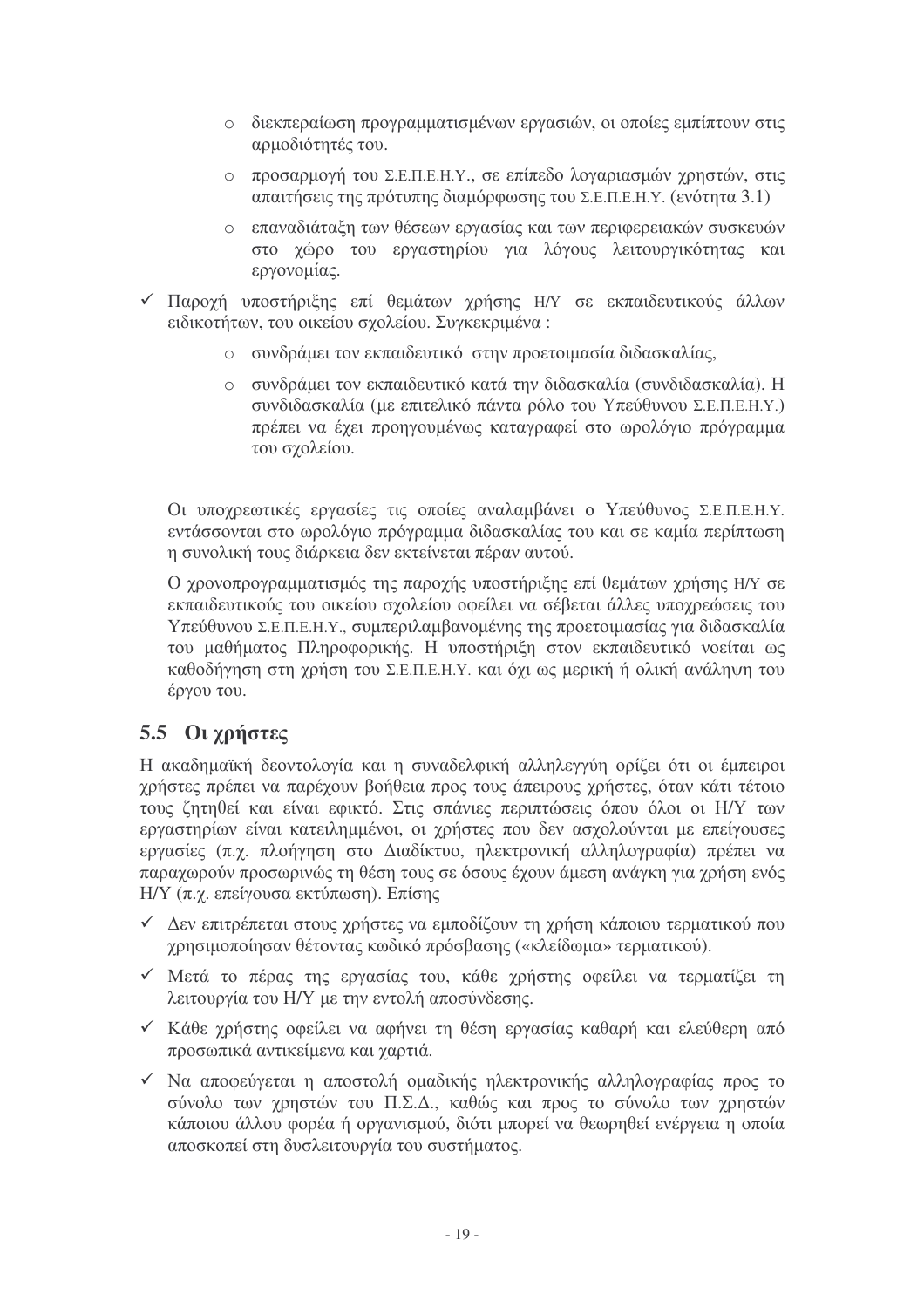- διεκπεραίωση προγραμματισμένων εργασιών, οι οποίες εμπίπτουν στις αρμοδιότητές του.
  - προσαρμογή του Σ.Ε.Π.Ε.Η.Υ., σε επίπεδο λογαριασμών χρηστών, στις απαιτήσεις της πρότυπης διαμόρφωσης του Σ.Ε.Π.Ε.Η.Υ. (ενότητα 3.1)
  - επαναδιάταξη των θέσεων εργασίας και των περιφερειακών συσκευών στο χώρο του εργαστηρίου για λόγους λειτουργικότητας και εργονομίας.

- ✓ Παροχή υποστήριξης επί θεμάτων χρήσης Η/Υ σε εκπαιδευτικούς άλλων ειδικοτήτων, του οικείου σχολείου. Συγκεκριμένα :
  - συνδράμει τον εκπαιδευτικό στην προετοιμασία διδασκαλίας,
  - συνδράμει τον εκπαιδευτικό κατά την διδασκαλία (συνδιδασκαλία). Η συνδιδασκαλία (με επιτελικό πάντα ρόλο του Υπεύθυνου Σ.Ε.Π.Ε.Η.Υ.) πρέπει να έχει προηγουμένως καταγραφεί στο ωρολόγιο πρόγραμμα του σχολείου.

Οι υποχρεωτικές εργασίες τις οποίες αναλαμβάνει ο Υπεύθυνος Σ.Ε.Π.Ε.Η.Υ. εντάσσονται στο ωρολόγιο πρόγραμμα διδασκαλίας του και σε καμία περίπτωση η συνολική τους διάρκεια δεν εκτείνεται πέραν αυτού.

Ο χρονοπρογραμματισμός της παροχής υποστήριξης επί θεμάτων χρήσης Η/Υ σε εκπαιδευτικούς του οικείου σχολείου οφείλει να σέβεται άλλες υποχρεώσεις του Υπεύθυνου Σ.Ε.Π.Ε.Η.Υ., συμπεριλαμβανομένης της προετοιμασίας για διδασκαλία του μαθήματος Πληροφορικής. Η υποστήριξη στον εκπαιδευτικό νοείται ως καθοδήγηση στη χρήση του Σ.Ε.Π.Ε.Η.Υ. και όχι ως μερική ή ολική ανάληψη του έργου του.

## 5.5 Οι χρήστες

Η ακαδημαϊκή δεοντολογία και η συναδελφική αλληλεγγύη ορίζει ότι οι έμπειροι χρήστες πρέπει να παρέχουν βοήθεια προς τους άπειρους χρήστες, όταν κάτι τέτοιο τους ζητηθεί και είναι εφικτό. Στις σπάνιες περιπτώσεις όπου όλοι οι Η/Υ των εργαστηρίων είναι κατειλημμένοι, οι χρήστες που δεν ασχολούνται με επείγουσες εργασίες (π.χ. πλοήγηση στο Διαδίκτυο, ηλεκτρονική αλληλογραφία) πρέπει να παραχωρούν προσωρινώς τη θέση τους σε όσους έχουν άμεση ανάγκη για χρήση ενός Η/Υ (π.χ. επείγουσα εκτύπωση). Επίσης

- ✓ Δεν επιτρέπεται στους χρήστες να εμποδίζουν τη χρήση κάποιου τερματικού που χρησιμοποίησαν θέτοντας κωδικό πρόσβασης («κλείδωμα» τερματικού).
- ✓ Μετά το πέρας της εργασίας του, κάθε χρήστης οφείλει να τερματίζει τη λειτουργία του Η/Υ με την εντολή αποσύνδεσης.
- ✓ Κάθε χρήστης οφείλει να αφήνει τη θέση εργασίας καθαρή και ελεύθερη από προσωπικά αντικείμενα και χαρτιά.
- ✓ Να αποφεύγεται η αποστολή ομαδικής ηλεκτρονικής αλληλογραφίας προς το σύνολο των χρηστών του Π.Σ.Δ., καθώς και προς το σύνολο των χρηστών κάποιου άλλου φορέα ή οργανισμού, διότι μπορεί να θεωρηθεί ενέργεια η οποία αποσκοπεί στη δυσλειτουργία του συστήματος.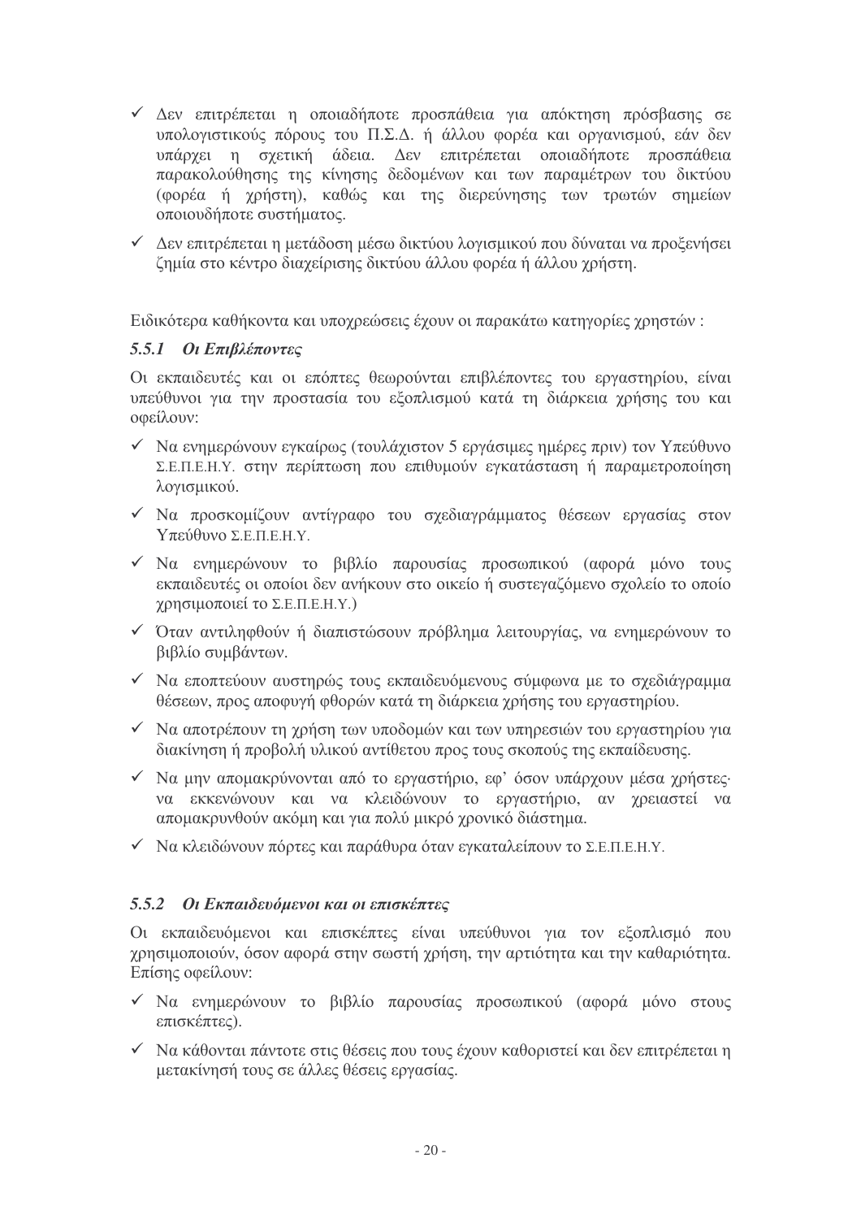- ✓ Δεν επιτρέπεται η οποιαδήποτε προσπάθεια για απόκτηση πρόσβασης σε υπολογιστικούς πόρους του Π.Σ.Δ. ή άλλου φορέα και οργανισμού, εάν δεν υπάρχει η σχετική άδεια. Δεν επιτρέπεται οποιαδήποτε προσπάθεια παρακολούθησης της κίνησης δεδομένων και των παραμέτρων του δικτύου (φορέα ή χρήστη), καθώς και της διερεύνησης των τρωτών σημείων οποιουδήποτε συστήματος.
- ✓ Δεν επιτρέπεται η μετάδοση μέσω δικτύου λογισμικού που δύναται να προξενήσει ζημία στο κέντρο διαχείρισης δικτύου άλλου φορέα ή άλλου χρήστη.

Ειδικότερα καθήκοντα και υποχρεώσεις έχουν οι παρακάτω κατηγορίες χρηστών :

### *5.5.1 Οι Επιβλέποντες*

Οι εκπαιδευτές και οι επόπτες θεωρούνται επιβλέποντες του εργαστηρίου, είναι υπεύθυνοι για την προστασία του εξοπλισμού κατά τη διάρκεια χρήσης του και οφείλουν:

- ✓ Να ενημερώνουν εγκαίρως (τουλάχιστον 5 εργάσιμες ημέρες πριν) τον Υπεύθυνο Σ.Ε.Π.Ε.Η.Υ. στην περίπτωση που επιθυμούν εγκατάσταση ή παραμετροποίηση λογισμικού.
- ✓ Να προσκομίζουν αντίγραφο του σχεδιαγράμματος θέσεων εργασίας στον Υπεύθυνο Σ.Ε.Π.Ε.Η.Υ.
- ✓ Να ενημερώνουν το βιβλίο παρουσίας προσωπικού (αφορά μόνο τους εκπαιδευτές οι οποίοι δεν ανήκουν στο οικείο ή συστεγαζόμενο σχολείο το οποίο χρησιμοποιεί το Σ.Ε.Π.Ε.Η.Υ.)
- ✓ Όταν αντιληφθούν ή διαπιστώσουν πρόβλημα λειτουργίας, να ενημερώνουν το βιβλίο συμβάντων.
- ✓ Να εποπτεύουν αυστηρώς τους εκπαιδευόμενους σύμφωνα με το σχεδιάγραμμα θέσεων, προς αποφυγή φθορών κατά τη διάρκεια χρήσης του εργαστηρίου.
- ✓ Να αποτρέπουν τη χρήση των υποδομών και των υπηρεσιών του εργαστηρίου για διακίνηση ή προβολή υλικού αντίθετου προς τους σκοπούς της εκπαίδευσης.
- ✓ Να μην απομακρύνονται από το εργαστήριο, εφ' όσον υπάρχουν μέσα χρήστες· να εκκενώνουν και να κλειδώνουν το εργαστήριο, αν χρειαστεί να απομακρυνθούν ακόμη και για πολύ μικρό χρονικό διάστημα.
- ✓ Να κλειδώνουν πόρτες και παράθυρα όταν εγκαταλείπουν το Σ.Ε.Π.Ε.Η.Υ.

### *5.5.2 Οι Εκπαιδευόμενοι και οι επισκέπτες*

Οι εκπαιδευόμενοι και επισκέπτες είναι υπεύθυνοι για τον εξοπλισμό που χρησιμοποιούν, όσον αφορά στην σωστή χρήση, την αρτιότητα και την καθαριότητα. Επίσης οφείλουν:

- ✓ Να ενημερώνουν το βιβλίο παρουσίας προσωπικού (αφορά μόνο στους επισκέπτες).
- ✓ Να κάθονται πάντοτε στις θέσεις που τους έχουν καθοριστεί και δεν επιτρέπεται η μετακίνησή τους σε άλλες θέσεις εργασίας.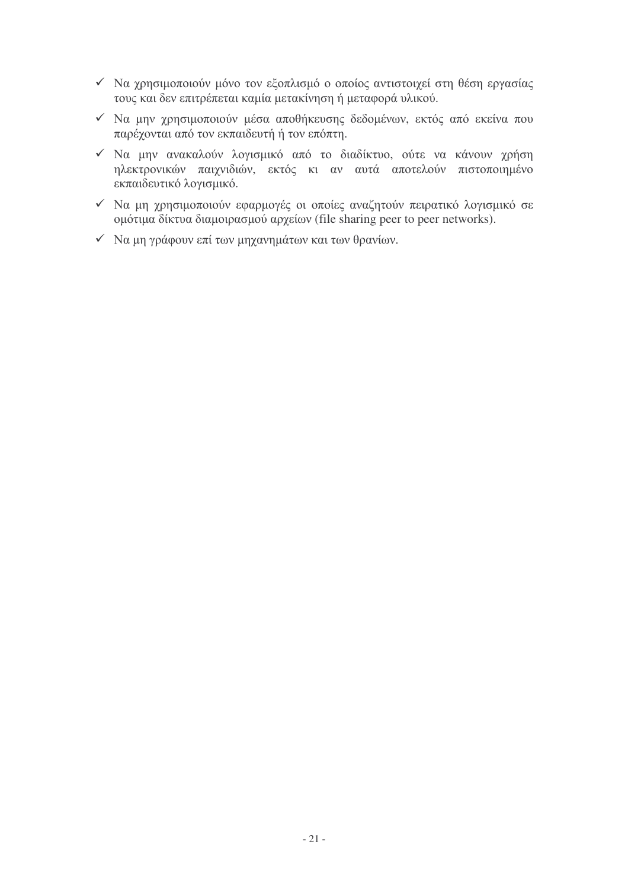- ✓ Να χρησιμοποιούν μόνο τον εξοπλισμό ο οποίος αντιστοιχεί στη θέση εργασίας τους και δεν επιτρέπεται καμία μετακίνηση ή μεταφορά υλικού.
- ✓ Να μην χρησιμοποιούν μέσα αποθήκευσης δεδομένων, εκτός από εκείνα που παρέχονται από τον εκπαιδευτή ή τον επόπτη.
- ✓ Να μην ανακαλούν λογισμικό από το διαδίκτυο, ούτε να κάνουν χρήση ηλεκτρονικών παιχνιδιών, εκτός κι αν αυτά αποτελούν πιστοποιημένο εκπαιδευτικό λογισμικό.
- ✓ Να μη χρησιμοποιούν εφαρμογές οι οποίες αναζητούν πειρατικό λογισμικό σε ομότιμα δίκτυα διαμοιρασμού αρχείων (file sharing peer to peer networks).
- ✓ Να μη γράφουν επί των μηχανημάτων και των θρανίων.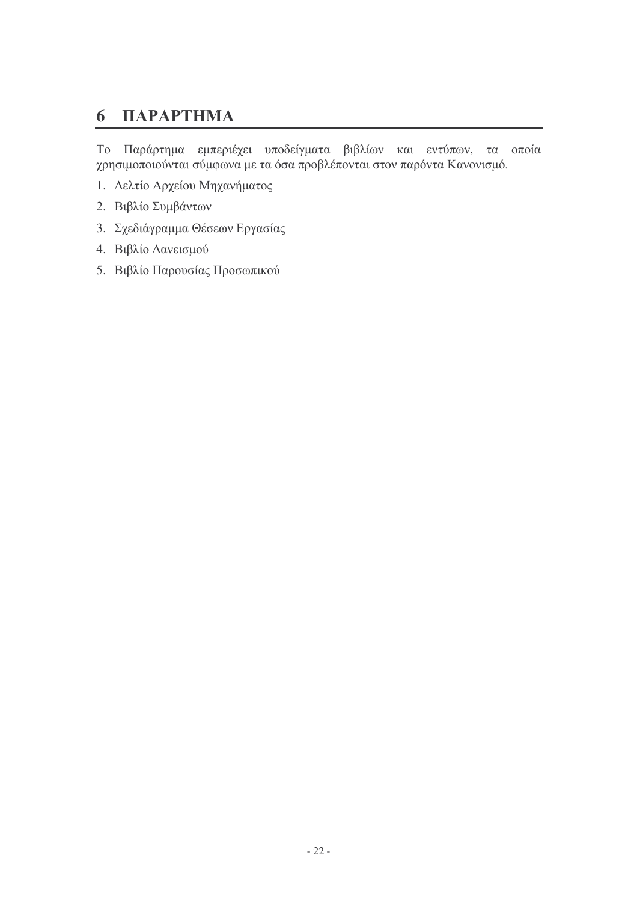# 6 ΠΑΡΑΡΤΗΜΑ

Το Παράρτημα εμπεριέχει υποδείγματα βιβλίων και εντύπων, τα οποία χρησιμοποιούνται σύμφωνα με τα όσα προβλέπονται στον παρόντα Κανονισμό.

1. Δελτίο Αρχείου Μηχανήματος
2. Βιβλίο Συμβάντων
3. Σχεδιάγραμμα Θέσεων Εργασίας
4. Βιβλίο Δανεισμού
5. Βιβλίο Παρουσίας Προσωπικού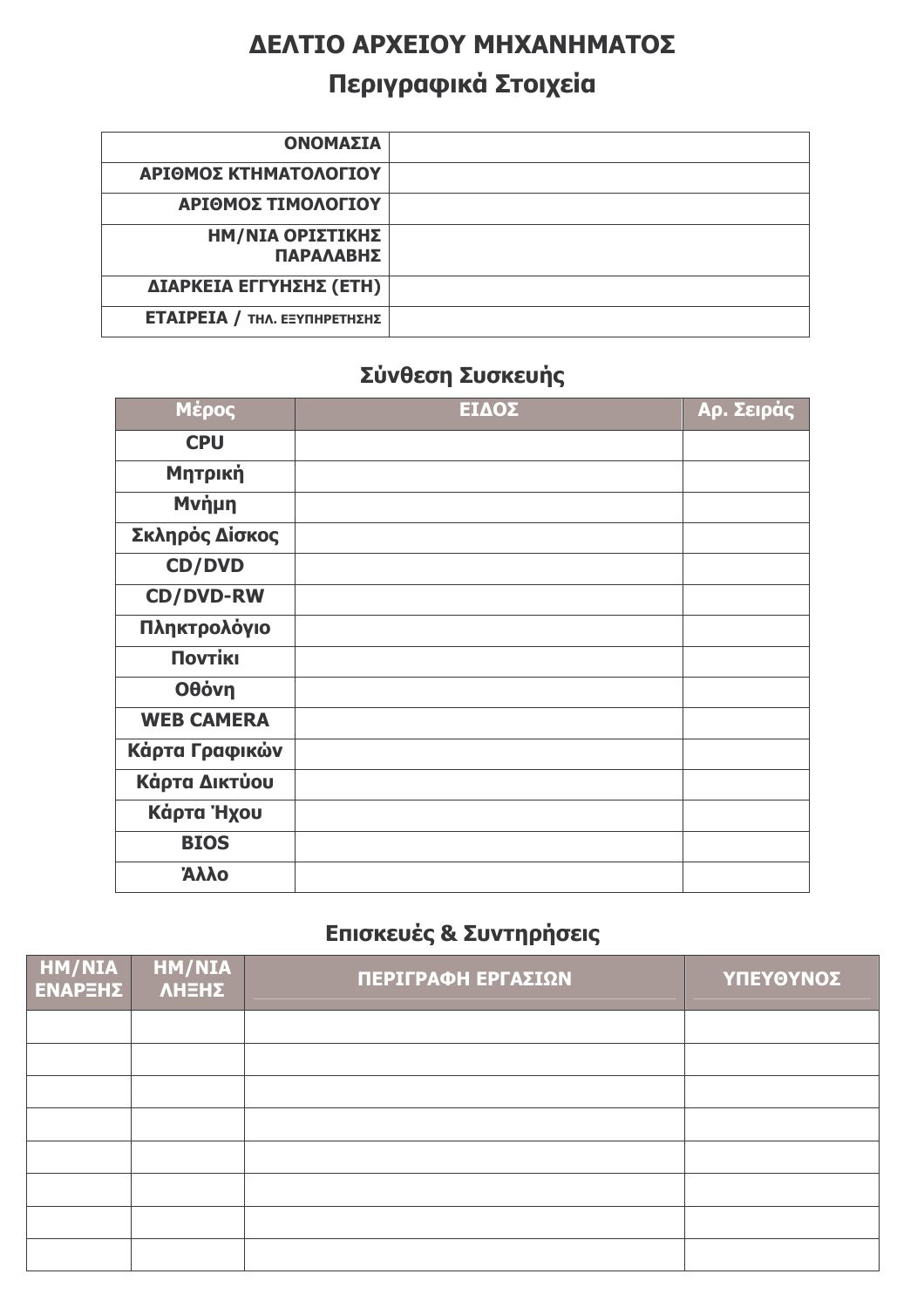# ΔΕΛΤΙΟ ΑΡΧΕΙΟΥ ΜΗΧΑΝΗΜΑΤΟΣ

## Περιγραφικά Στοιχεία

| | |
|---|---|
| **ΟΝΟΜΑΣΙΑ** | |
| **ΑΡΙΘΜΟΣ ΚΤΗΜΑΤΟΛΟΓΙΟΥ** | |
| **ΑΡΙΘΜΟΣ ΤΙΜΟΛΟΓΙΟΥ** | |
| **ΗΜ/ΝΙΑ ΟΡΙΣΤΙΚΗΣ ΠΑΡΑΛΑΒΗΣ** | |
| **ΔΙΑΡΚΕΙΑ ΕΓΓΥΗΣΗΣ (ΕΤΗ)** | |
| **ΕΤΑΙΡΕΙΑ / ΤΗΛ. ΕΞΥΠΗΡΕΤΗΣΗΣ** | |

## Σύνθεση Συσκευής

| Μέρος | ΕΙΔΟΣ | Αρ. Σειράς |
|---|---|---|
| **CPU** | | |
| **Μητρική** | | |
| **Μνήμη** | | |
| **Σκληρός Δίσκος** | | |
| **CD/DVD** | | |
| **CD/DVD-RW** | | |
| **Πληκτρολόγιο** | | |
| **Ποντίκι** | | |
| **Οθόνη** | | |
| **WEB CAMERA** | | |
| **Κάρτα Γραφικών** | | |
| **Κάρτα Δικτύου** | | |
| **Κάρτα Ήχου** | | |
| **BIOS** | | |
| **Άλλο** | | |

## Επισκευές & Συντηρήσεις

| ΗΜ/ΝΙΑ ΕΝΑΡΞΗΣ | ΗΜ/ΝΙΑ ΛΗΞΗΣ | ΠΕΡΙΓΡΑΦΗ ΕΡΓΑΣΙΩΝ | ΥΠΕΥΘΥΝΟΣ |
|---|---|---|---|
| | | | |
| | | | |
| | | | |
| | | | |
| | | | |
| | | | |
| | | | |
| | | | |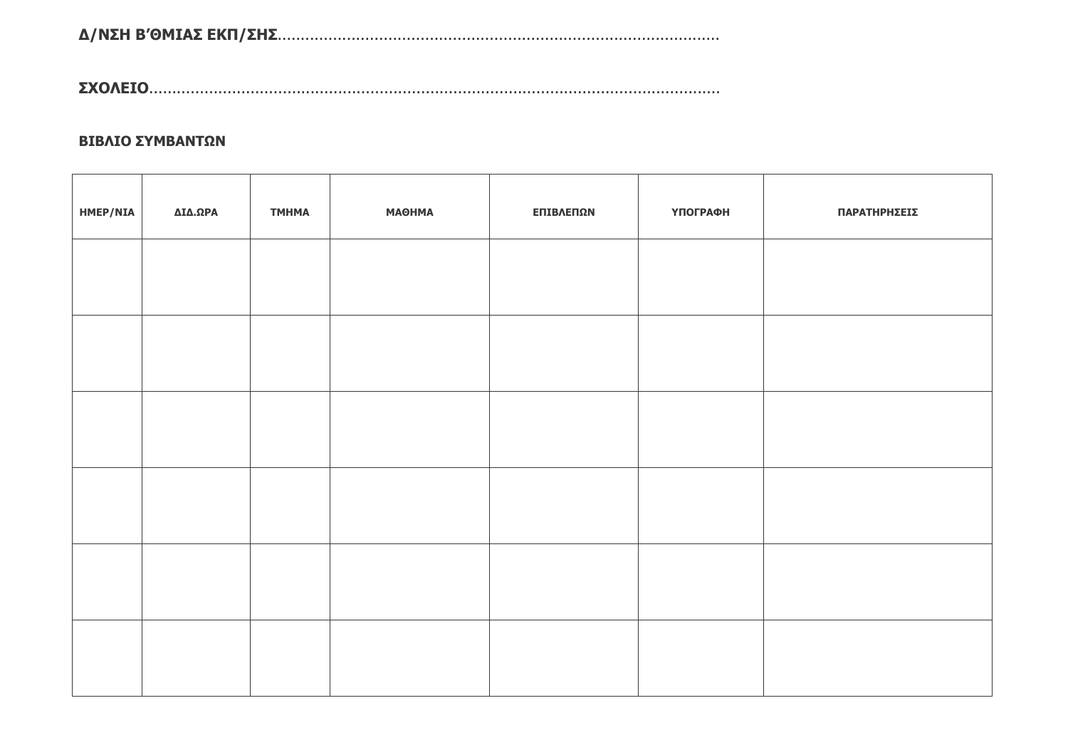**Δ/ΝΣΗ Β'ΘΜΙΑΣ ΕΚΠ/ΣΗΣ**...........................................................................................

**ΣΧΟΛΕΙΟ**.............................................................................................................................

**ΒΙΒΛΙΟ ΣΥΜΒΑΝΤΩΝ**

| ΗΜΕΡ/ΝΙΑ | ΔΙΔ.ΩΡΑ | ΤΜΗΜΑ | ΜΑΘΗΜΑ | ΕΠΙΒΛΕΠΩΝ | ΥΠΟΓΡΑΦΗ | ΠΑΡΑΤΗΡΗΣΕΙΣ |
|---|---|---|---|---|---|---|
| | | | | | | |
| | | | | | | |
| | | | | | | |
| | | | | | | |
| | | | | | | |
| | | | | | | |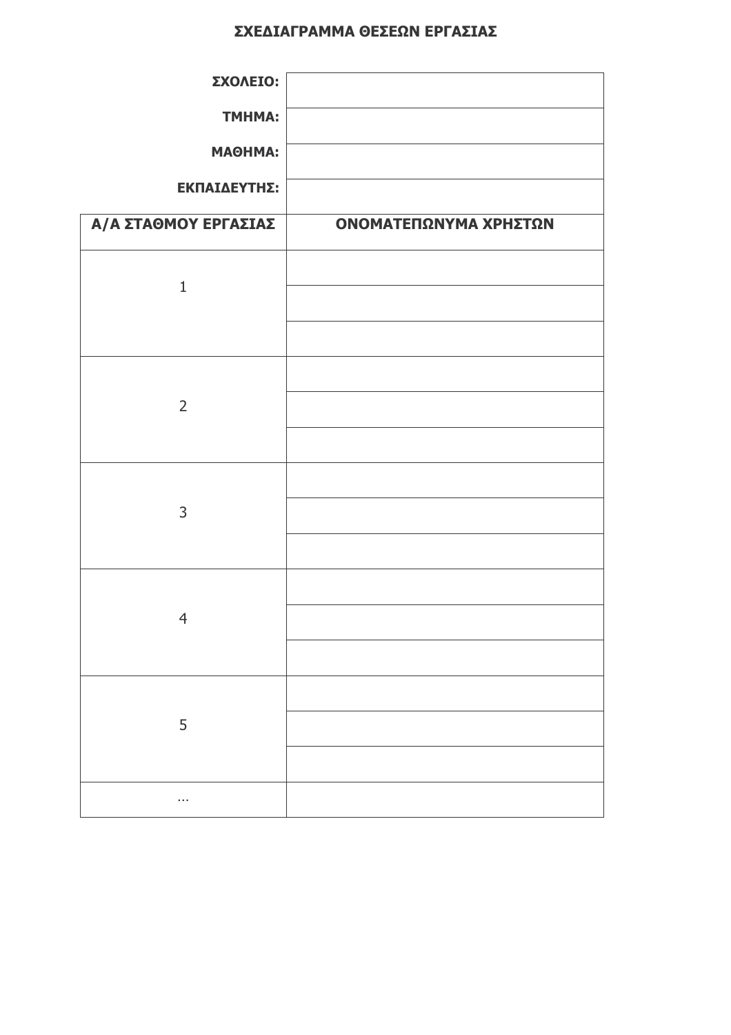**ΣΧΕΔΙΑΓΡΑΜΜΑ ΘΕΣΕΩΝ ΕΡΓΑΣΙΑΣ**

| | |
|---|---|
| **ΣΧΟΛΕΙΟ:** | |
| **ΤΜΗΜΑ:** | |
| **ΜΑΘΗΜΑ:** | |
| **ΕΚΠΑΙΔΕΥΤΗΣ:** | |

| **Α/Α ΣΤΑΘΜΟΥ ΕΡΓΑΣΙΑΣ** | **ΟΝΟΜΑΤΕΠΩΝΥΜΑ ΧΡΗΣΤΩΝ** |
|---|---|
| 1 | |
| | |
| | |
| 2 | |
| | |
| | |
| 3 | |
| | |
| | |
| 4 | |
| | |
| | |
| 5 | |
| | |
| | |
| ... | |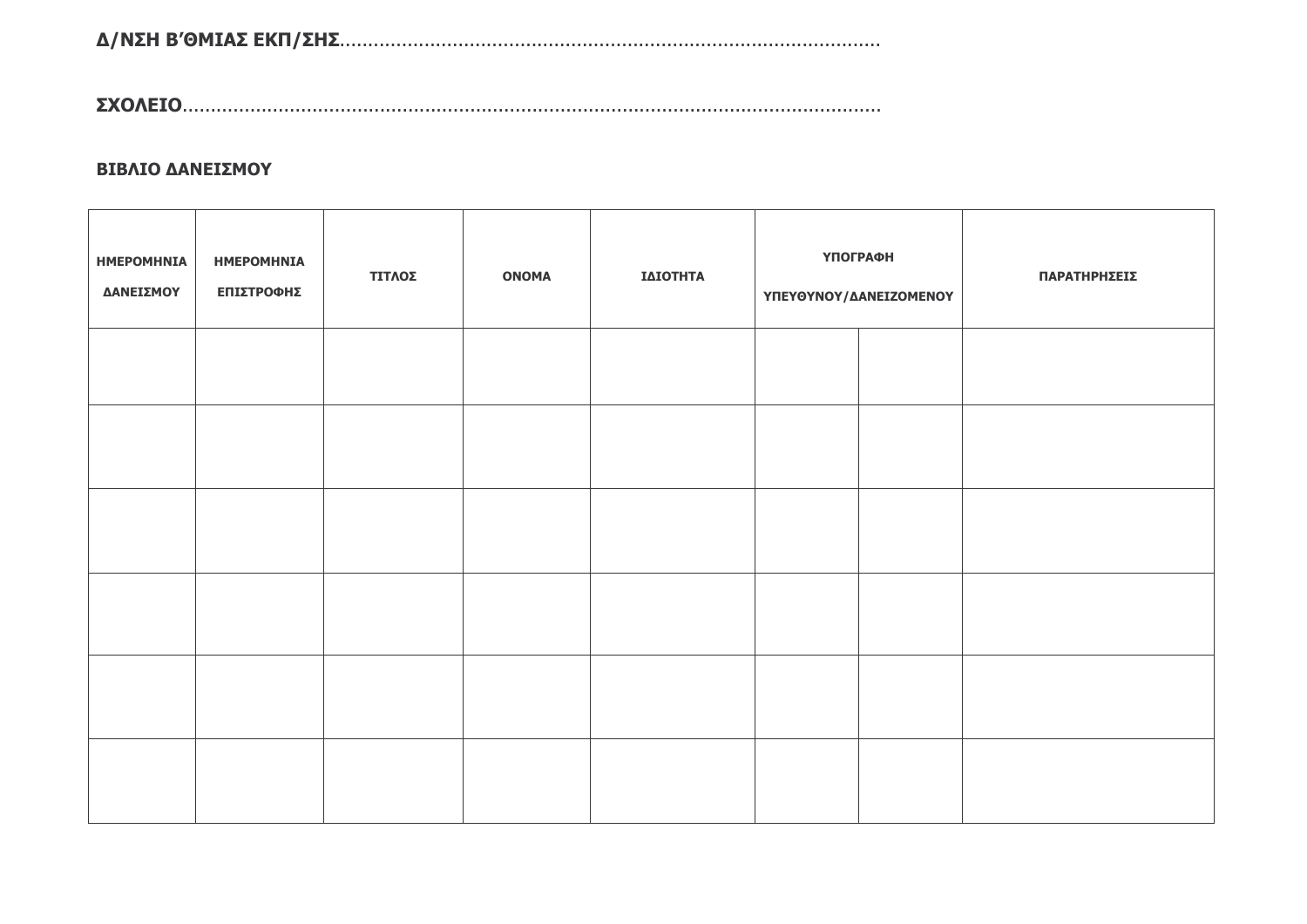**Δ/ΝΣΗ Β΄ΘΜΙΑΣ ΕΚΠ/ΣΗΣ**……………………………………………………………………………………

**ΣΧΟΛΕΙΟ**……………………………………………………………………………………………………

**ΒΙΒΛΙΟ ΔΑΝΕΙΣΜΟΥ**

| ΗΜΕΡΟΜΗΝΙΑ ΔΑΝΕΙΣΜΟΥ | ΗΜΕΡΟΜΗΝΙΑ ΕΠΙΣΤΡΟΦΗΣ | ΤΙΤΛΟΣ | ΟΝΟΜΑ | ΙΔΙΟΤΗΤΑ | ΥΠΟΓΡΑΦΗ ΥΠΕΥΘΥΝΟΥ/ΔΑΝΕΙΖΟΜΕΝΟΥ | | ΠΑΡΑΤΗΡΗΣΕΙΣ |
|---|---|---|---|---|---|---|---|
| | | | | | | | |
| | | | | | | | |
| | | | | | | | |
| | | | | | | | |
| | | | | | | | |
| | | | | | | | |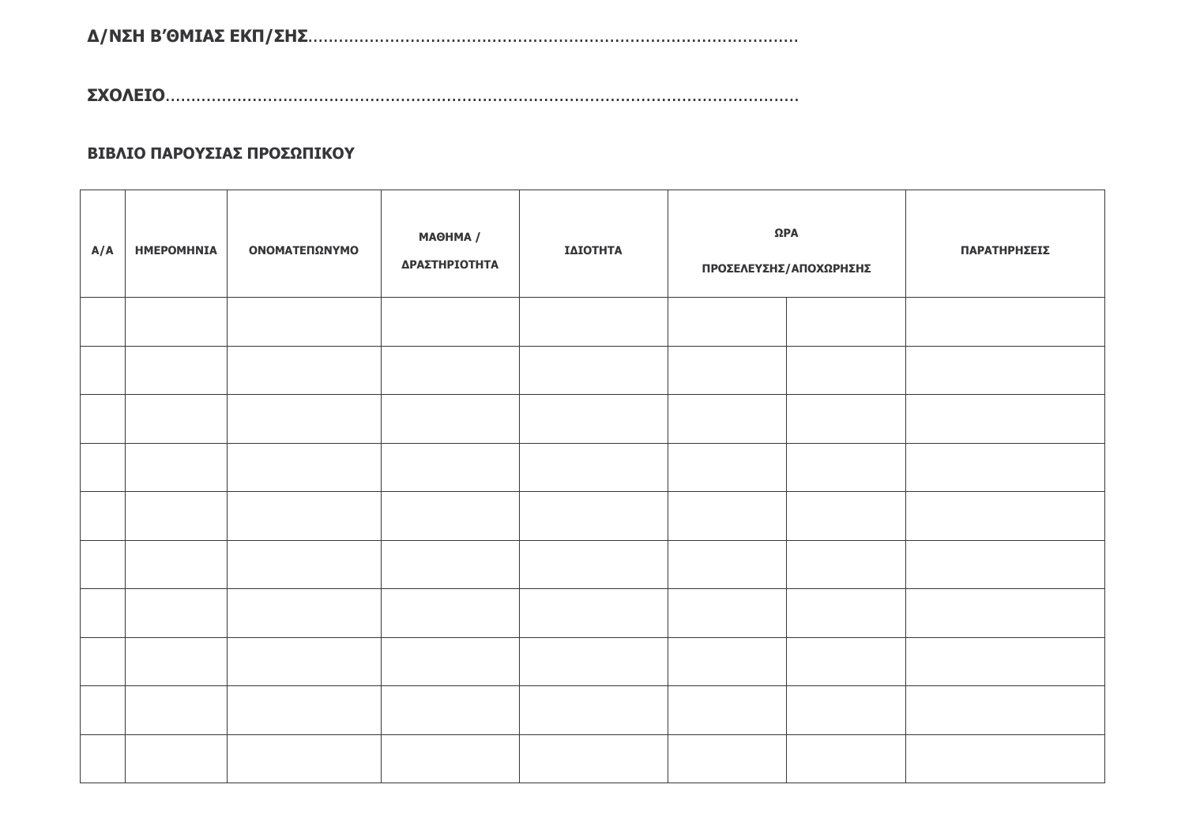**Δ/ΝΣΗ Β΄ΘΜΙΑΣ ΕΚΠ/ΣΗΣ**……………………………………………………………………………………

**ΣΧΟΛΕΙΟ**………………………………………………………………………………………………………

**ΒΙΒΛΙΟ ΠΑΡΟΥΣΙΑΣ ΠΡΟΣΩΠΙΚΟΥ**

| Α/Α | ΗΜΕΡΟΜΗΝΙΑ | ΟΝΟΜΑΤΕΠΩΝΥΜΟ | ΜΑΘΗΜΑ / ΔΡΑΣΤΗΡΙΟΤΗΤΑ | ΙΔΙΟΤΗΤΑ | ΩΡΑ ΠΡΟΣΕΛΕΥΣΗΣ/ΑΠΟΧΩΡΗΣΗΣ | | ΠΑΡΑΤΗΡΗΣΕΙΣ |
|---|---|---|---|---|---|---|---|
| | | | | | | | |
| | | | | | | | |
| | | | | | | | |
| | | | | | | | |
| | | | | | | | |
| | | | | | | | |
| | | | | | | | |
| | | | | | | | |
| | | | | | | | |
| | | | | | | | |